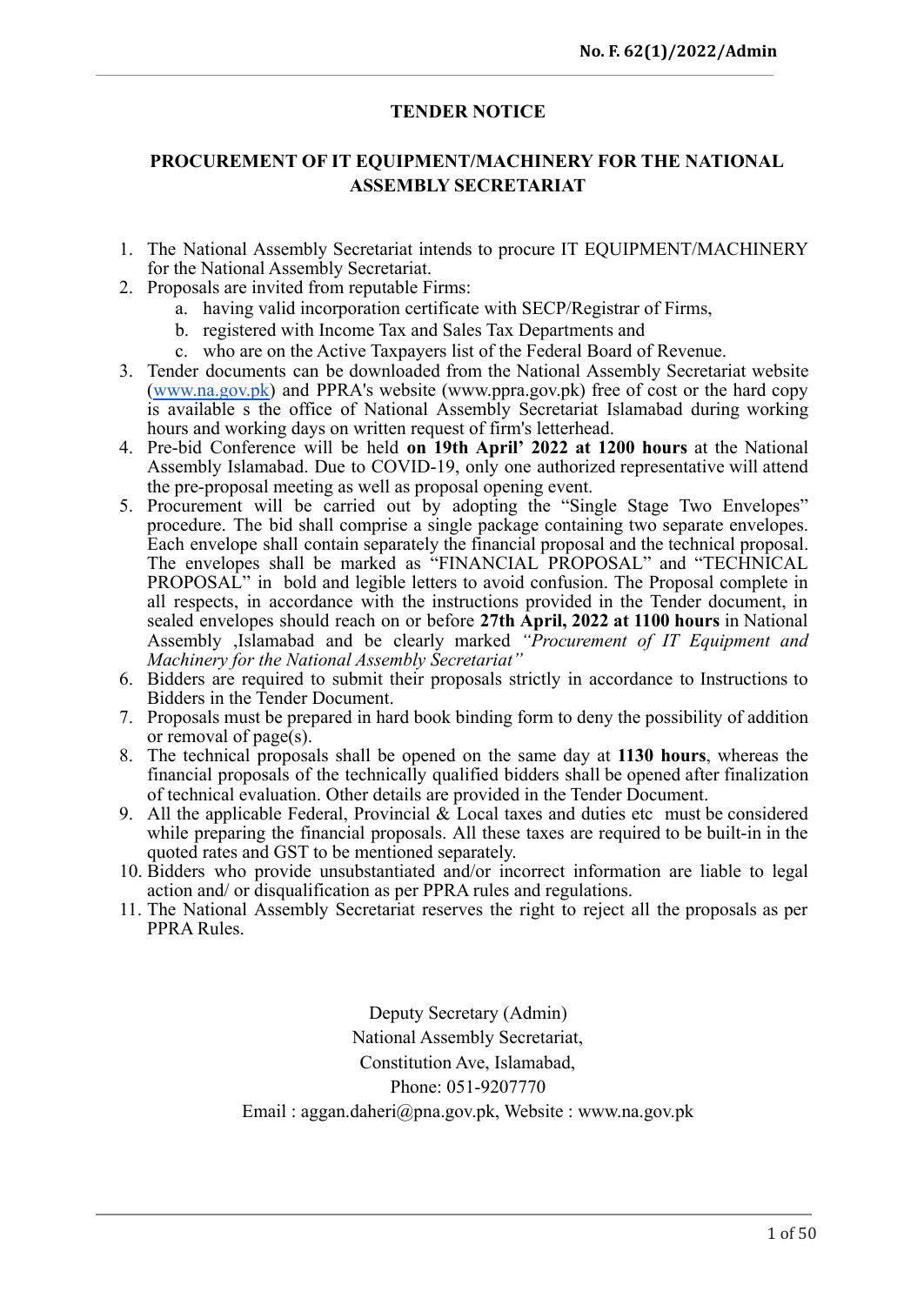No. F. 62(1)/2022/Admin

# TENDER NOTICE

## PROCUREMENT OF IT EQUIPMENT/MACHINERY FOR THE NATIONAL ASSEMBLY SECRETARIAT

1. The National Assembly Secretariat intends to procure IT EQUIPMENT/MACHINERY for the National Assembly Secretariat.
2. Proposals are invited from reputable Firms:
   a. having valid incorporation certificate with SECP/Registrar of Firms,
   b. registered with Income Tax and Sales Tax Departments and
   c. who are on the Active Taxpayers list of the Federal Board of Revenue.
3. Tender documents can be downloaded from the National Assembly Secretariat website ([www.na.gov.pk](http://www.na.gov.pk)) and PPRA's website (www.ppra.gov.pk) free of cost or the hard copy is available s the office of National Assembly Secretariat Islamabad during working hours and working days on written request of firm's letterhead.
4. Pre-bid Conference will be held **on 19th April' 2022 at 1200 hours** at the National Assembly Islamabad. Due to COVID-19, only one authorized representative will attend the pre-proposal meeting as well as proposal opening event.
5. Procurement will be carried out by adopting the "Single Stage Two Envelopes" procedure. The bid shall comprise a single package containing two separate envelopes. Each envelope shall contain separately the financial proposal and the technical proposal. The envelopes shall be marked as "FINANCIAL PROPOSAL" and "TECHNICAL PROPOSAL" in bold and legible letters to avoid confusion. The Proposal complete in all respects, in accordance with the instructions provided in the Tender document, in sealed envelopes should reach on or before **27th April, 2022 at 1100 hours** in National Assembly ,Islamabad and be clearly marked *"Procurement of IT Equipment and Machinery for the National Assembly Secretariat"*
6. Bidders are required to submit their proposals strictly in accordance to Instructions to Bidders in the Tender Document.
7. Proposals must be prepared in hard book binding form to deny the possibility of addition or removal of page(s).
8. The technical proposals shall be opened on the same day at **1130 hours**, whereas the financial proposals of the technically qualified bidders shall be opened after finalization of technical evaluation. Other details are provided in the Tender Document.
9. All the applicable Federal, Provincial & Local taxes and duties etc must be considered while preparing the financial proposals. All these taxes are required to be built-in in the quoted rates and GST to be mentioned separately.
10. Bidders who provide unsubstantiated and/or incorrect information are liable to legal action and/ or disqualification as per PPRA rules and regulations.
11. The National Assembly Secretariat reserves the right to reject all the proposals as per PPRA Rules.

Deputy Secretary (Admin)
National Assembly Secretariat,
Constitution Ave, Islamabad,
Phone: 051-9207770
Email : aggan.daheri@pna.gov.pk, Website : www.na.gov.pk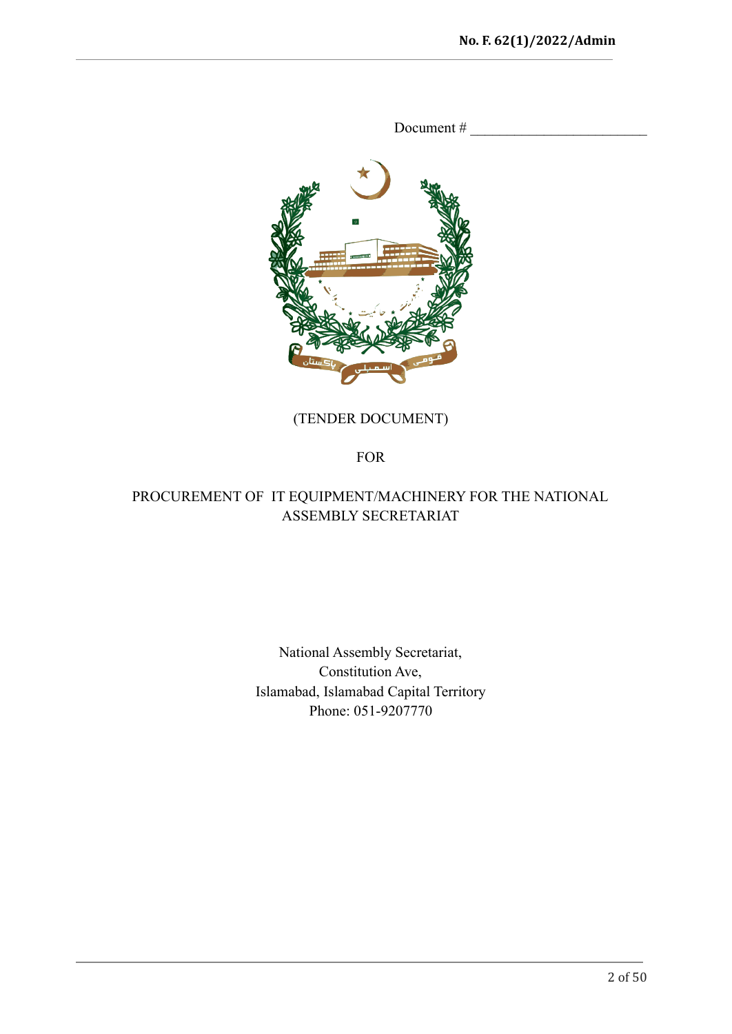Document # ________________________

(TENDER DOCUMENT)

FOR

PROCUREMENT OF IT EQUIPMENT/MACHINERY FOR THE NATIONAL ASSEMBLY SECRETARIAT

National Assembly Secretariat,
Constitution Ave,
Islamabad, Islamabad Capital Territory
Phone: 051-9207770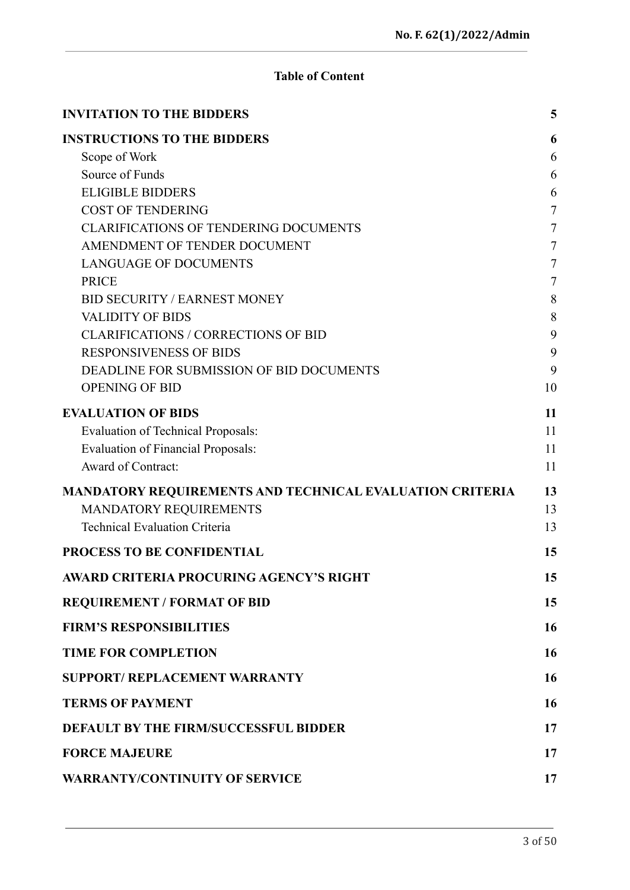**Table of Content**

| | |
|---|---|
| **INVITATION TO THE BIDDERS** | **5** |
| **INSTRUCTIONS TO THE BIDDERS** | **6** |
| Scope of Work | 6 |
| Source of Funds | 6 |
| ELIGIBLE BIDDERS | 6 |
| COST OF TENDERING | 7 |
| CLARIFICATIONS OF TENDERING DOCUMENTS | 7 |
| AMENDMENT OF TENDER DOCUMENT | 7 |
| LANGUAGE OF DOCUMENTS | 7 |
| PRICE | 7 |
| BID SECURITY / EARNEST MONEY | 8 |
| VALIDITY OF BIDS | 8 |
| CLARIFICATIONS / CORRECTIONS OF BID | 9 |
| RESPONSIVENESS OF BIDS | 9 |
| DEADLINE FOR SUBMISSION OF BID DOCUMENTS | 9 |
| OPENING OF BID | 10 |
| **EVALUATION OF BIDS** | **11** |
| Evaluation of Technical Proposals: | 11 |
| Evaluation of Financial Proposals: | 11 |
| Award of Contract: | 11 |
| **MANDATORY REQUIREMENTS AND TECHNICAL EVALUATION CRITERIA** | **13** |
| MANDATORY REQUIREMENTS | 13 |
| Technical Evaluation Criteria | 13 |
| **PROCESS TO BE CONFIDENTIAL** | **15** |
| **AWARD CRITERIA PROCURING AGENCY'S RIGHT** | **15** |
| **REQUIREMENT / FORMAT OF BID** | **15** |
| **FIRM'S RESPONSIBILITIES** | **16** |
| **TIME FOR COMPLETION** | **16** |
| **SUPPORT/ REPLACEMENT WARRANTY** | **16** |
| **TERMS OF PAYMENT** | **16** |
| **DEFAULT BY THE FIRM/SUCCESSFUL BIDDER** | **17** |
| **FORCE MAJEURE** | **17** |
| **WARRANTY/CONTINUITY OF SERVICE** | **17** |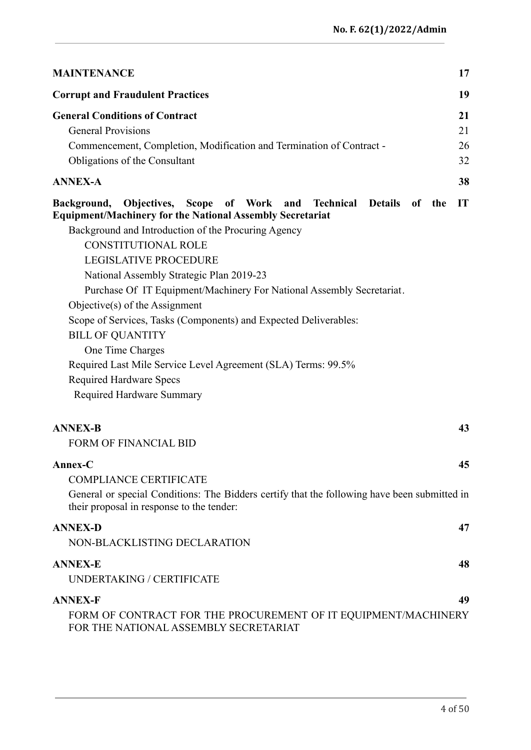| | |
|---|---|
| **MAINTENANCE** | **17** |
| **Corrupt and Fraudulent Practices** | **19** |
| **General Conditions of Contract** | **21** |
| General Provisions | 21 |
| Commencement, Completion, Modification and Termination of Contract - | 26 |
| Obligations of the Consultant | 32 |
| **ANNEX-A** | **38** |
| **Background, Objectives, Scope of Work and Technical Details of the IT Equipment/Machinery for the National Assembly Secretariat** | |
| Background and Introduction of the Procuring Agency | |
| CONSTITUTIONAL ROLE | |
| LEGISLATIVE PROCEDURE | |
| National Assembly Strategic Plan 2019-23 | |
| Purchase Of IT Equipment/Machinery For National Assembly Secretariat. | |
| Objective(s) of the Assignment | |
| Scope of Services, Tasks (Components) and Expected Deliverables: | |
| BILL OF QUANTITY | |
| One Time Charges | |
| Required Last Mile Service Level Agreement (SLA) Terms: 99.5% | |
| Required Hardware Specs | |
| Required Hardware Summary | |
| **ANNEX-B** | **43** |
| FORM OF FINANCIAL BID | |
| **Annex-C** | **45** |
| COMPLIANCE CERTIFICATE | |
| General or special Conditions: The Bidders certify that the following have been submitted in their proposal in response to the tender: | |
| **ANNEX-D** | **47** |
| NON-BLACKLISTING DECLARATION | |
| **ANNEX-E** | **48** |
| UNDERTAKING / CERTIFICATE | |
| **ANNEX-F** | **49** |
| FORM OF CONTRACT FOR THE PROCUREMENT OF IT EQUIPMENT/MACHINERY FOR THE NATIONAL ASSEMBLY SECRETARIAT | |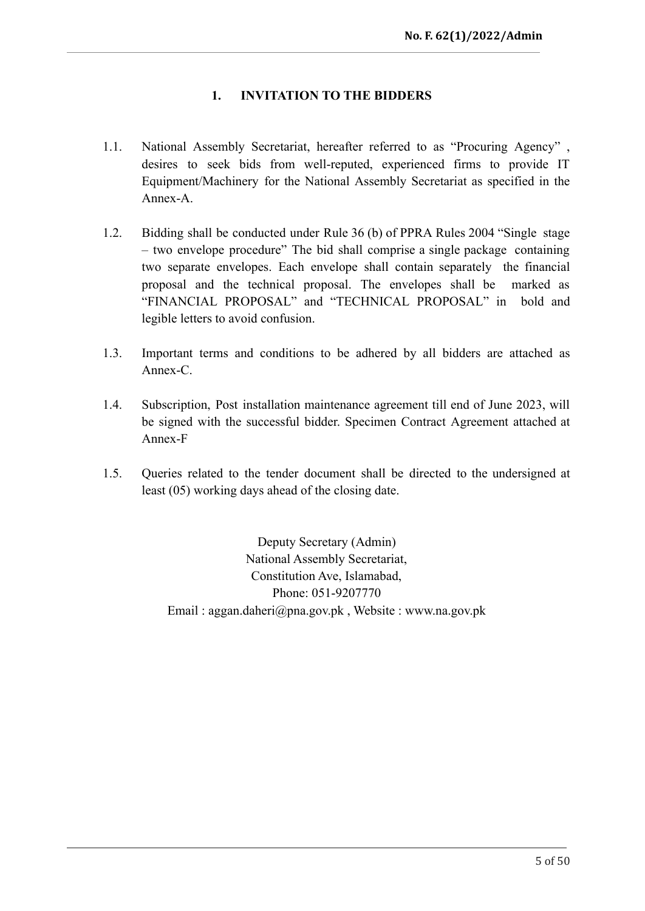## 1. INVITATION TO THE BIDDERS

1.1. National Assembly Secretariat, hereafter referred to as "Procuring Agency" , desires to seek bids from well-reputed, experienced firms to provide IT Equipment/Machinery for the National Assembly Secretariat as specified in the Annex-A.

1.2. Bidding shall be conducted under Rule 36 (b) of PPRA Rules 2004 "Single stage – two envelope procedure" The bid shall comprise a single package containing two separate envelopes. Each envelope shall contain separately the financial proposal and the technical proposal. The envelopes shall be marked as "FINANCIAL PROPOSAL" and "TECHNICAL PROPOSAL" in bold and legible letters to avoid confusion.

1.3. Important terms and conditions to be adhered by all bidders are attached as Annex-C.

1.4. Subscription, Post installation maintenance agreement till end of June 2023, will be signed with the successful bidder. Specimen Contract Agreement attached at Annex-F

1.5. Queries related to the tender document shall be directed to the undersigned at least (05) working days ahead of the closing date.

Deputy Secretary (Admin)
National Assembly Secretariat,
Constitution Ave, Islamabad,
Phone: 051-9207770
Email : aggan.daheri@pna.gov.pk , Website : www.na.gov.pk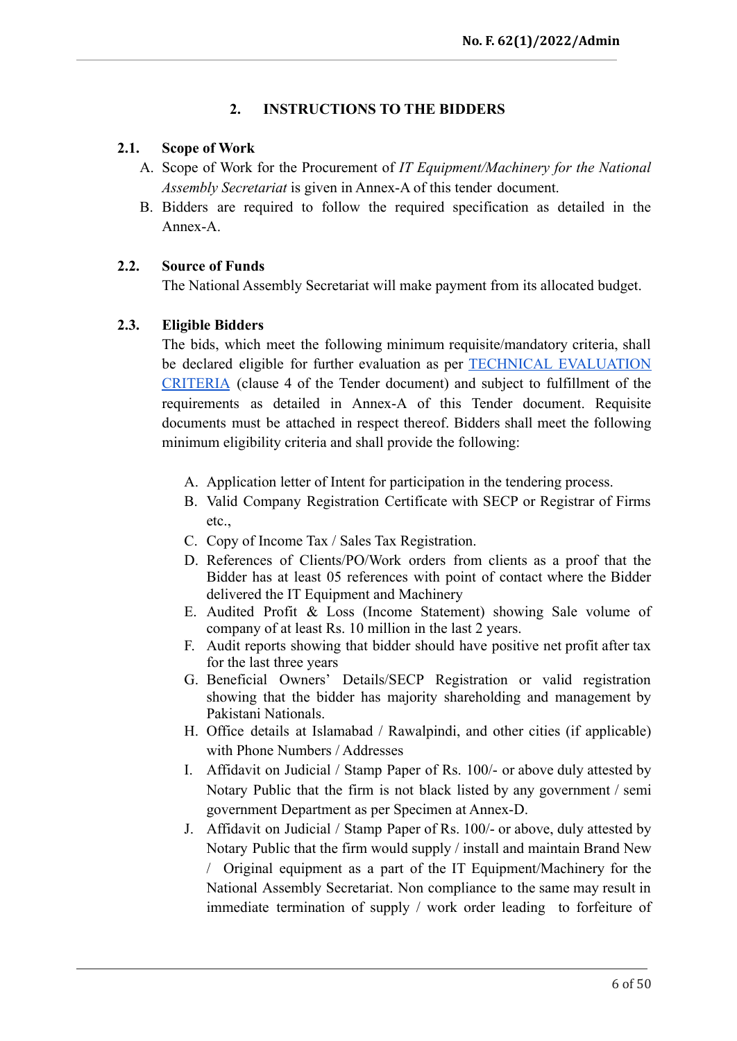## 2. INSTRUCTIONS TO THE BIDDERS

### 2.1. Scope of Work

A. Scope of Work for the Procurement of *IT Equipment/Machinery for the National Assembly Secretariat* is given in Annex-A of this tender document.

B. Bidders are required to follow the required specification as detailed in the Annex-A.

### 2.2. Source of Funds

The National Assembly Secretariat will make payment from its allocated budget.

### 2.3. Eligible Bidders

The bids, which meet the following minimum requisite/mandatory criteria, shall be declared eligible for further evaluation as per TECHNICAL EVALUATION CRITERIA (clause 4 of the Tender document) and subject to fulfillment of the requirements as detailed in Annex-A of this Tender document. Requisite documents must be attached in respect thereof. Bidders shall meet the following minimum eligibility criteria and shall provide the following:

A. Application letter of Intent for participation in the tendering process.

B. Valid Company Registration Certificate with SECP or Registrar of Firms etc.,

C. Copy of Income Tax / Sales Tax Registration.

D. References of Clients/PO/Work orders from clients as a proof that the Bidder has at least 05 references with point of contact where the Bidder delivered the IT Equipment and Machinery

E. Audited Profit & Loss (Income Statement) showing Sale volume of company of at least Rs. 10 million in the last 2 years.

F. Audit reports showing that bidder should have positive net profit after tax for the last three years

G. Beneficial Owners' Details/SECP Registration or valid registration showing that the bidder has majority shareholding and management by Pakistani Nationals.

H. Office details at Islamabad / Rawalpindi, and other cities (if applicable) with Phone Numbers / Addresses

I. Affidavit on Judicial / Stamp Paper of Rs. 100/- or above duly attested by Notary Public that the firm is not black listed by any government / semi government Department as per Specimen at Annex-D.

J. Affidavit on Judicial / Stamp Paper of Rs. 100/- or above, duly attested by Notary Public that the firm would supply / install and maintain Brand New / Original equipment as a part of the IT Equipment/Machinery for the National Assembly Secretariat. Non compliance to the same may result in immediate termination of supply / work order leading to forfeiture of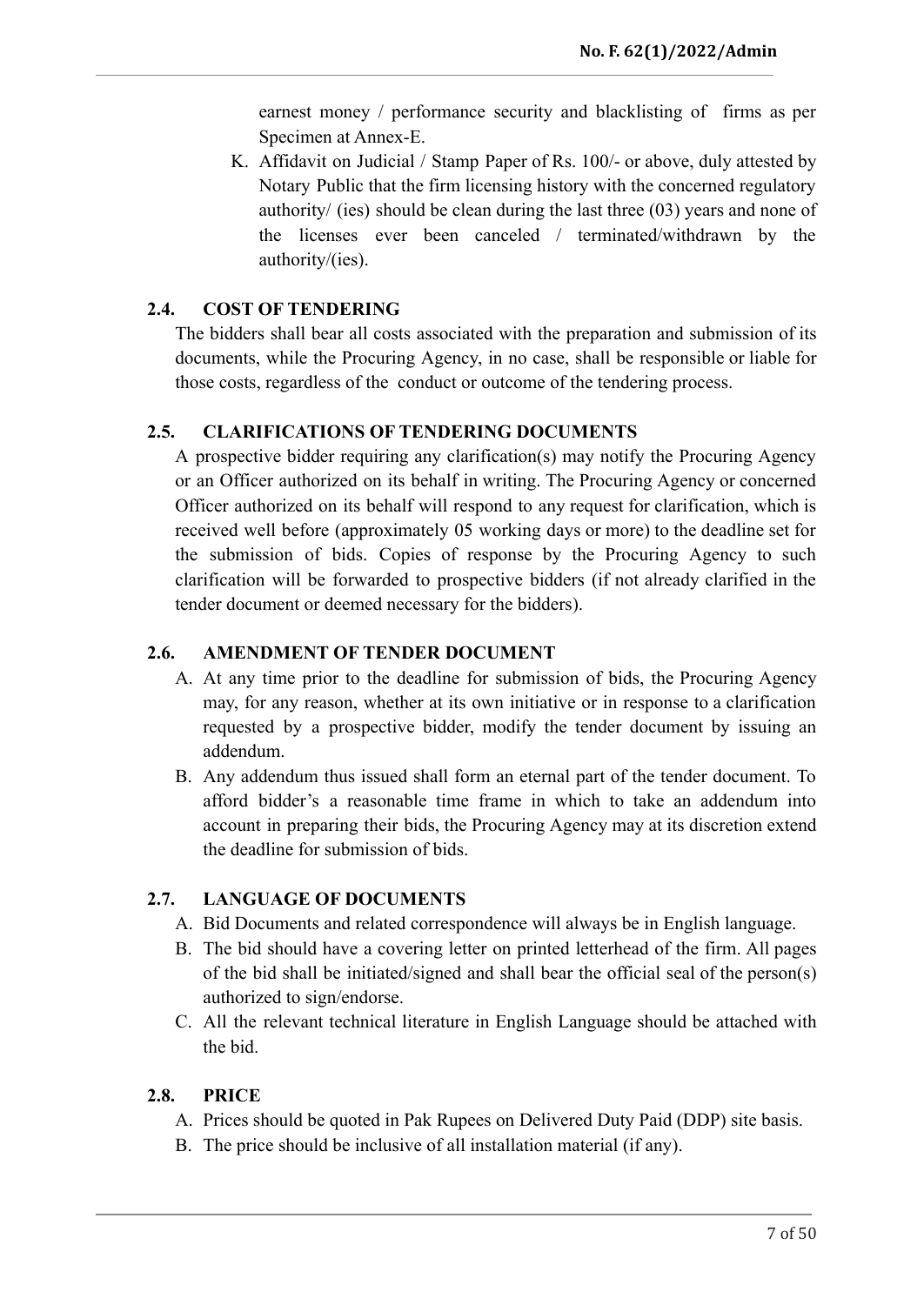earnest money / performance security and blacklisting of firms as per Specimen at Annex-E.

K. Affidavit on Judicial / Stamp Paper of Rs. 100/- or above, duly attested by Notary Public that the firm licensing history with the concerned regulatory authority/ (ies) should be clean during the last three (03) years and none of the licenses ever been canceled / terminated/withdrawn by the authority/(ies).

## 2.4. COST OF TENDERING

The bidders shall bear all costs associated with the preparation and submission of its documents, while the Procuring Agency, in no case, shall be responsible or liable for those costs, regardless of the conduct or outcome of the tendering process.

## 2.5. CLARIFICATIONS OF TENDERING DOCUMENTS

A prospective bidder requiring any clarification(s) may notify the Procuring Agency or an Officer authorized on its behalf in writing. The Procuring Agency or concerned Officer authorized on its behalf will respond to any request for clarification, which is received well before (approximately 05 working days or more) to the deadline set for the submission of bids. Copies of response by the Procuring Agency to such clarification will be forwarded to prospective bidders (if not already clarified in the tender document or deemed necessary for the bidders).

## 2.6. AMENDMENT OF TENDER DOCUMENT

A. At any time prior to the deadline for submission of bids, the Procuring Agency may, for any reason, whether at its own initiative or in response to a clarification requested by a prospective bidder, modify the tender document by issuing an addendum.

B. Any addendum thus issued shall form an eternal part of the tender document. To afford bidder's a reasonable time frame in which to take an addendum into account in preparing their bids, the Procuring Agency may at its discretion extend the deadline for submission of bids.

## 2.7. LANGUAGE OF DOCUMENTS

A. Bid Documents and related correspondence will always be in English language.

B. The bid should have a covering letter on printed letterhead of the firm. All pages of the bid shall be initiated/signed and shall bear the official seal of the person(s) authorized to sign/endorse.

C. All the relevant technical literature in English Language should be attached with the bid.

## 2.8. PRICE

A. Prices should be quoted in Pak Rupees on Delivered Duty Paid (DDP) site basis.

B. The price should be inclusive of all installation material (if any).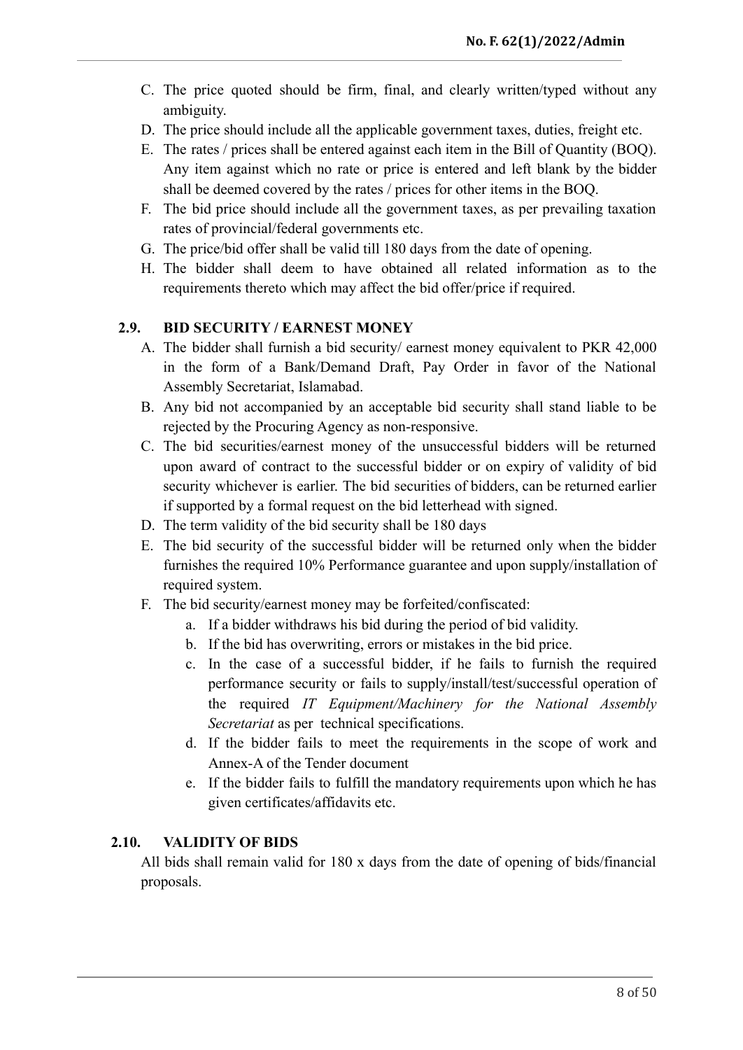C. The price quoted should be firm, final, and clearly written/typed without any ambiguity.
D. The price should include all the applicable government taxes, duties, freight etc.
E. The rates / prices shall be entered against each item in the Bill of Quantity (BOQ). Any item against which no rate or price is entered and left blank by the bidder shall be deemed covered by the rates / prices for other items in the BOQ.
F. The bid price should include all the government taxes, as per prevailing taxation rates of provincial/federal governments etc.
G. The price/bid offer shall be valid till 180 days from the date of opening.
H. The bidder shall deem to have obtained all related information as to the requirements thereto which may affect the bid offer/price if required.

## 2.9. BID SECURITY / EARNEST MONEY

A. The bidder shall furnish a bid security/ earnest money equivalent to PKR 42,000 in the form of a Bank/Demand Draft, Pay Order in favor of the National Assembly Secretariat, Islamabad.
B. Any bid not accompanied by an acceptable bid security shall stand liable to be rejected by the Procuring Agency as non-responsive.
C. The bid securities/earnest money of the unsuccessful bidders will be returned upon award of contract to the successful bidder or on expiry of validity of bid security whichever is earlier. The bid securities of bidders, can be returned earlier if supported by a formal request on the bid letterhead with signed.
D. The term validity of the bid security shall be 180 days
E. The bid security of the successful bidder will be returned only when the bidder furnishes the required 10% Performance guarantee and upon supply/installation of required system.
F. The bid security/earnest money may be forfeited/confiscated:
   a. If a bidder withdraws his bid during the period of bid validity.
   b. If the bid has overwriting, errors or mistakes in the bid price.
   c. In the case of a successful bidder, if he fails to furnish the required performance security or fails to supply/install/test/successful operation of the required *IT Equipment/Machinery for the National Assembly Secretariat* as per technical specifications.
   d. If the bidder fails to meet the requirements in the scope of work and Annex-A of the Tender document
   e. If the bidder fails to fulfill the mandatory requirements upon which he has given certificates/affidavits etc.

## 2.10. VALIDITY OF BIDS

All bids shall remain valid for 180 x days from the date of opening of bids/financial proposals.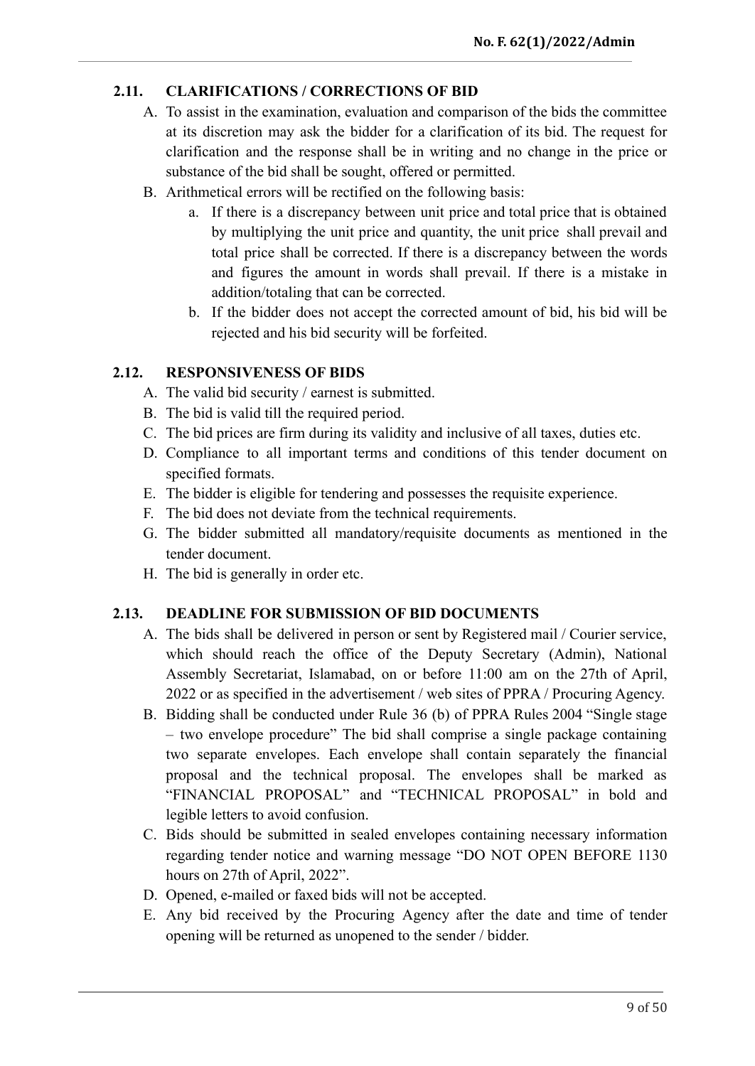## 2.11. CLARIFICATIONS / CORRECTIONS OF BID

A. To assist in the examination, evaluation and comparison of the bids the committee at its discretion may ask the bidder for a clarification of its bid. The request for clarification and the response shall be in writing and no change in the price or substance of the bid shall be sought, offered or permitted.

B. Arithmetical errors will be rectified on the following basis:

   a. If there is a discrepancy between unit price and total price that is obtained by multiplying the unit price and quantity, the unit price shall prevail and total price shall be corrected. If there is a discrepancy between the words and figures the amount in words shall prevail. If there is a mistake in addition/totaling that can be corrected.

   b. If the bidder does not accept the corrected amount of bid, his bid will be rejected and his bid security will be forfeited.

## 2.12. RESPONSIVENESS OF BIDS

A. The valid bid security / earnest is submitted.

B. The bid is valid till the required period.

C. The bid prices are firm during its validity and inclusive of all taxes, duties etc.

D. Compliance to all important terms and conditions of this tender document on specified formats.

E. The bidder is eligible for tendering and possesses the requisite experience.

F. The bid does not deviate from the technical requirements.

G. The bidder submitted all mandatory/requisite documents as mentioned in the tender document.

H. The bid is generally in order etc.

## 2.13. DEADLINE FOR SUBMISSION OF BID DOCUMENTS

A. The bids shall be delivered in person or sent by Registered mail / Courier service, which should reach the office of the Deputy Secretary (Admin), National Assembly Secretariat, Islamabad, on or before 11:00 am on the 27th of April, 2022 or as specified in the advertisement / web sites of PPRA / Procuring Agency.

B. Bidding shall be conducted under Rule 36 (b) of PPRA Rules 2004 "Single stage – two envelope procedure" The bid shall comprise a single package containing two separate envelopes. Each envelope shall contain separately the financial proposal and the technical proposal. The envelopes shall be marked as "FINANCIAL PROPOSAL" and "TECHNICAL PROPOSAL" in bold and legible letters to avoid confusion.

C. Bids should be submitted in sealed envelopes containing necessary information regarding tender notice and warning message "DO NOT OPEN BEFORE 1130 hours on 27th of April, 2022".

D. Opened, e-mailed or faxed bids will not be accepted.

E. Any bid received by the Procuring Agency after the date and time of tender opening will be returned as unopened to the sender / bidder.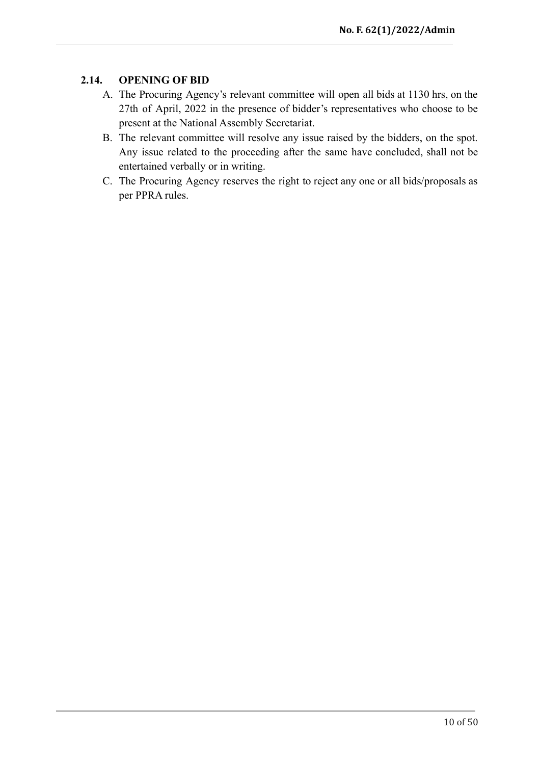### 2.14. OPENING OF BID

A. The Procuring Agency's relevant committee will open all bids at 1130 hrs, on the 27th of April, 2022 in the presence of bidder's representatives who choose to be present at the National Assembly Secretariat.

B. The relevant committee will resolve any issue raised by the bidders, on the spot. Any issue related to the proceeding after the same have concluded, shall not be entertained verbally or in writing.

C. The Procuring Agency reserves the right to reject any one or all bids/proposals as per PPRA rules.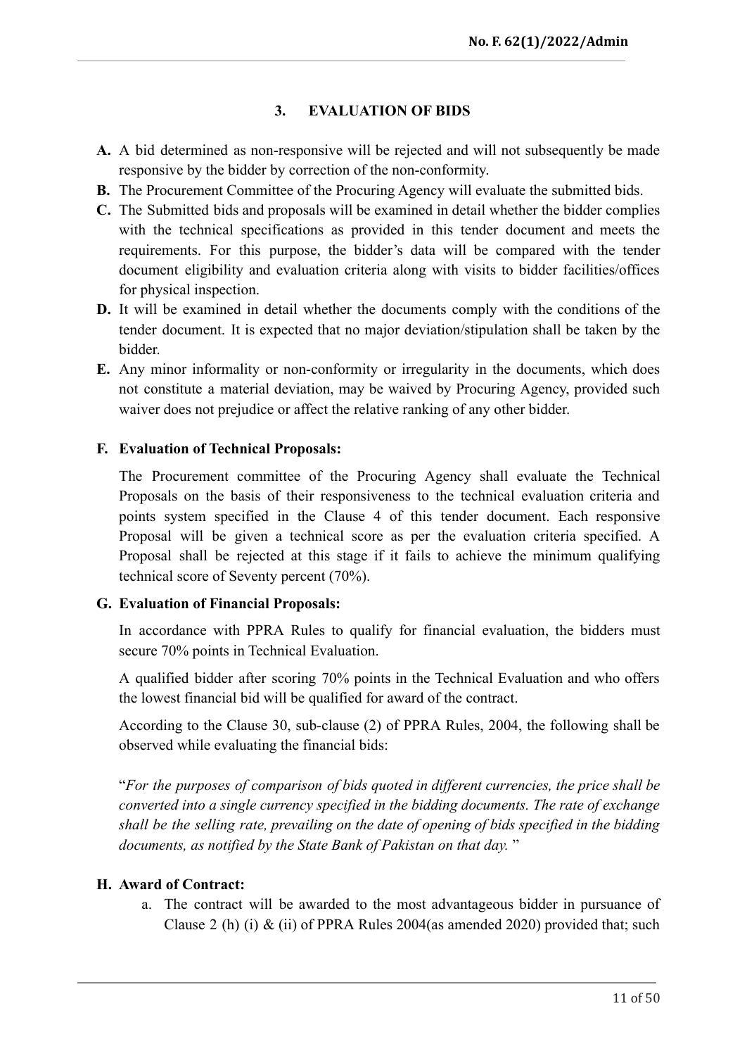## 3. EVALUATION OF BIDS

**A.** A bid determined as non-responsive will be rejected and will not subsequently be made responsive by the bidder by correction of the non-conformity.

**B.** The Procurement Committee of the Procuring Agency will evaluate the submitted bids.

**C.** The Submitted bids and proposals will be examined in detail whether the bidder complies with the technical specifications as provided in this tender document and meets the requirements. For this purpose, the bidder's data will be compared with the tender document eligibility and evaluation criteria along with visits to bidder facilities/offices for physical inspection.

**D.** It will be examined in detail whether the documents comply with the conditions of the tender document. It is expected that no major deviation/stipulation shall be taken by the bidder.

**E.** Any minor informality or non-conformity or irregularity in the documents, which does not constitute a material deviation, may be waived by Procuring Agency, provided such waiver does not prejudice or affect the relative ranking of any other bidder.

**F. Evaluation of Technical Proposals:**

The Procurement committee of the Procuring Agency shall evaluate the Technical Proposals on the basis of their responsiveness to the technical evaluation criteria and points system specified in the Clause 4 of this tender document. Each responsive Proposal will be given a technical score as per the evaluation criteria specified. A Proposal shall be rejected at this stage if it fails to achieve the minimum qualifying technical score of Seventy percent (70%).

**G. Evaluation of Financial Proposals:**

In accordance with PPRA Rules to qualify for financial evaluation, the bidders must secure 70% points in Technical Evaluation.

A qualified bidder after scoring 70% points in the Technical Evaluation and who offers the lowest financial bid will be qualified for award of the contract.

According to the Clause 30, sub-clause (2) of PPRA Rules, 2004, the following shall be observed while evaluating the financial bids:

"*For the purposes of comparison of bids quoted in different currencies, the price shall be converted into a single currency specified in the bidding documents. The rate of exchange shall be the selling rate, prevailing on the date of opening of bids specified in the bidding documents, as notified by the State Bank of Pakistan on that day.* "

**H. Award of Contract:**

a. The contract will be awarded to the most advantageous bidder in pursuance of Clause 2 (h) (i) & (ii) of PPRA Rules 2004(as amended 2020) provided that; such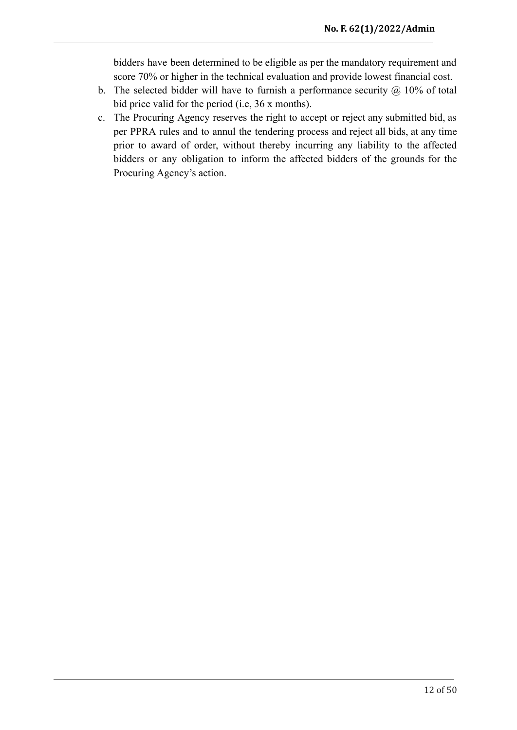bidders have been determined to be eligible as per the mandatory requirement and score 70% or higher in the technical evaluation and provide lowest financial cost.

b. The selected bidder will have to furnish a performance security @ 10% of total bid price valid for the period (i.e, 36 x months).

c. The Procuring Agency reserves the right to accept or reject any submitted bid, as per PPRA rules and to annul the tendering process and reject all bids, at any time prior to award of order, without thereby incurring any liability to the affected bidders or any obligation to inform the affected bidders of the grounds for the Procuring Agency's action.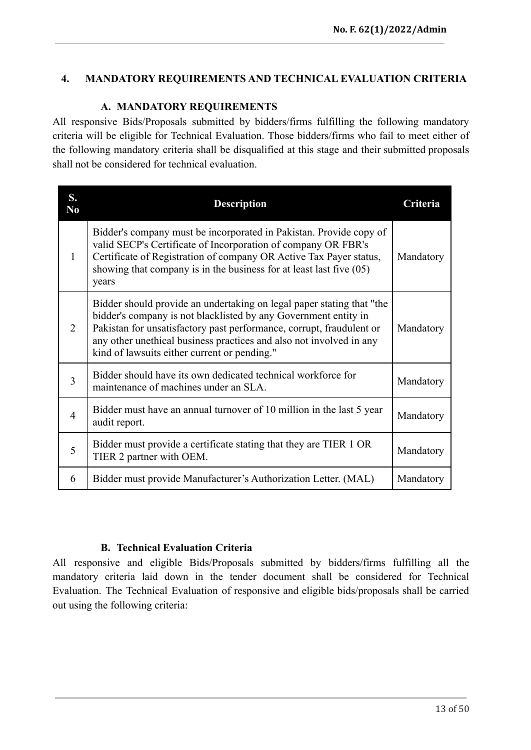## 4. MANDATORY REQUIREMENTS AND TECHNICAL EVALUATION CRITERIA

### A. MANDATORY REQUIREMENTS

All responsive Bids/Proposals submitted by bidders/firms fulfilling the following mandatory criteria will be eligible for Technical Evaluation. Those bidders/firms who fail to meet either of the following mandatory criteria shall be disqualified at this stage and their submitted proposals shall not be considered for technical evaluation.

| S. No | Description | Criteria |
|---|---|---|
| 1 | Bidder's company must be incorporated in Pakistan. Provide copy of valid SECP's Certificate of Incorporation of company OR FBR's Certificate of Registration of company OR Active Tax Payer status, showing that company is in the business for at least last five (05) years | Mandatory |
| 2 | Bidder should provide an undertaking on legal paper stating that "the bidder's company is not blacklisted by any Government entity in Pakistan for unsatisfactory past performance, corrupt, fraudulent or any other unethical business practices and also not involved in any kind of lawsuits either current or pending." | Mandatory |
| 3 | Bidder should have its own dedicated technical workforce for maintenance of machines under an SLA. | Mandatory |
| 4 | Bidder must have an annual turnover of 10 million in the last 5 year audit report. | Mandatory |
| 5 | Bidder must provide a certificate stating that they are TIER 1 OR TIER 2 partner with OEM. | Mandatory |
| 6 | Bidder must provide Manufacturer's Authorization Letter. (MAL) | Mandatory |

### B. Technical Evaluation Criteria

All responsive and eligible Bids/Proposals submitted by bidders/firms fulfilling all the mandatory criteria laid down in the tender document shall be considered for Technical Evaluation. The Technical Evaluation of responsive and eligible bids/proposals shall be carried out using the following criteria: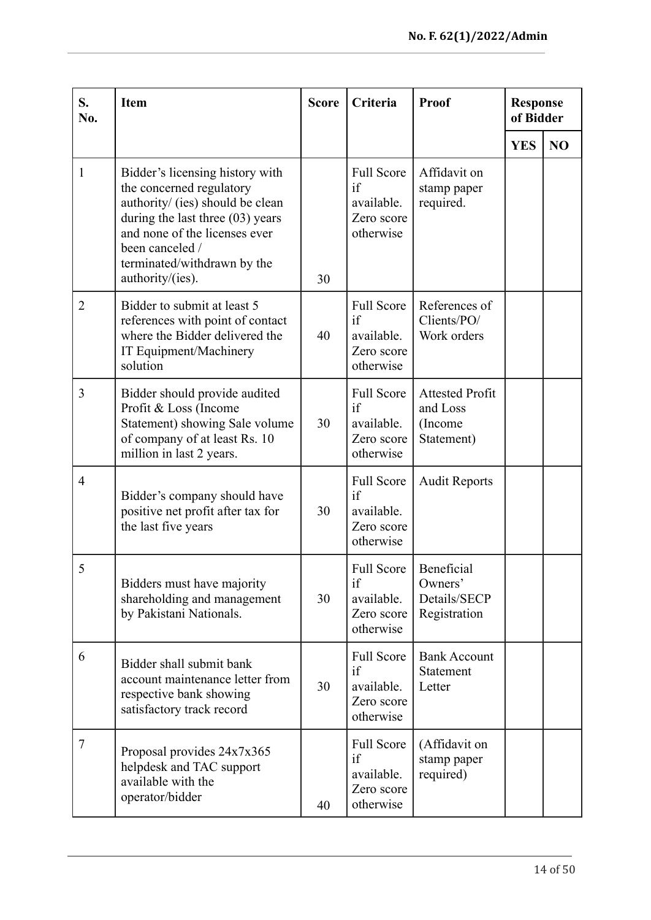| S. No. | Item | Score | Criteria | Proof | Response of Bidder | |
|---|---|---|---|---|---|---|
| | | | | | YES | NO |
| 1 | Bidder's licensing history with the concerned regulatory authority/ (ies) should be clean during the last three (03) years and none of the licenses ever been canceled / terminated/withdrawn by the authority/(ies). | 30 | Full Score if available. Zero score otherwise | Affidavit on stamp paper required. | | |
| 2 | Bidder to submit at least 5 references with point of contact where the Bidder delivered the IT Equipment/Machinery solution | 40 | Full Score if available. Zero score otherwise | References of Clients/PO/ Work orders | | |
| 3 | Bidder should provide audited Profit & Loss (Income Statement) showing Sale volume of company of at least Rs. 10 million in last 2 years. | 30 | Full Score if available. Zero score otherwise | Attested Profit and Loss (Income Statement) | | |
| 4 | Bidder's company should have positive net profit after tax for the last five years | 30 | Full Score if available. Zero score otherwise | Audit Reports | | |
| 5 | Bidders must have majority shareholding and management by Pakistani Nationals. | 30 | Full Score if available. Zero score otherwise | Beneficial Owners' Details/SECP Registration | | |
| 6 | Bidder shall submit bank account maintenance letter from respective bank showing satisfactory track record | 30 | Full Score if available. Zero score otherwise | Bank Account Statement Letter | | |
| 7 | Proposal provides 24x7x365 helpdesk and TAC support available with the operator/bidder | 40 | Full Score if available. Zero score otherwise | (Affidavit on stamp paper required) | | |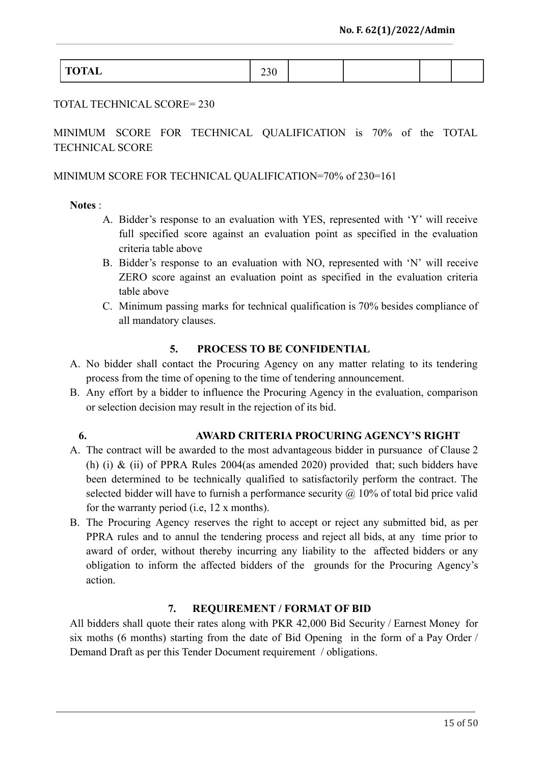| TOTAL | 230 | | | | |
|---|---|---|---|---|---|

TOTAL TECHNICAL SCORE= 230

MINIMUM SCORE FOR TECHNICAL QUALIFICATION is 70% of the TOTAL TECHNICAL SCORE

MINIMUM SCORE FOR TECHNICAL QUALIFICATION=70% of 230=161

**Notes** :

A. Bidder's response to an evaluation with YES, represented with 'Y' will receive full specified score against an evaluation point as specified in the evaluation criteria table above

B. Bidder's response to an evaluation with NO, represented with 'N' will receive ZERO score against an evaluation point as specified in the evaluation criteria table above

C. Minimum passing marks for technical qualification is 70% besides compliance of all mandatory clauses.

### 5. PROCESS TO BE CONFIDENTIAL

A. No bidder shall contact the Procuring Agency on any matter relating to its tendering process from the time of opening to the time of tendering announcement.

B. Any effort by a bidder to influence the Procuring Agency in the evaluation, comparison or selection decision may result in the rejection of its bid.

### 6. AWARD CRITERIA PROCURING AGENCY'S RIGHT

A. The contract will be awarded to the most advantageous bidder in pursuance of Clause 2 (h) (i) & (ii) of PPRA Rules 2004(as amended 2020) provided that; such bidders have been determined to be technically qualified to satisfactorily perform the contract. The selected bidder will have to furnish a performance security @ 10% of total bid price valid for the warranty period (i.e, 12 x months).

B. The Procuring Agency reserves the right to accept or reject any submitted bid, as per PPRA rules and to annul the tendering process and reject all bids, at any time prior to award of order, without thereby incurring any liability to the affected bidders or any obligation to inform the affected bidders of the grounds for the Procuring Agency's action.

### 7. REQUIREMENT / FORMAT OF BID

All bidders shall quote their rates along with PKR 42,000 Bid Security / Earnest Money for six moths (6 months) starting from the date of Bid Opening in the form of a Pay Order / Demand Draft as per this Tender Document requirement / obligations.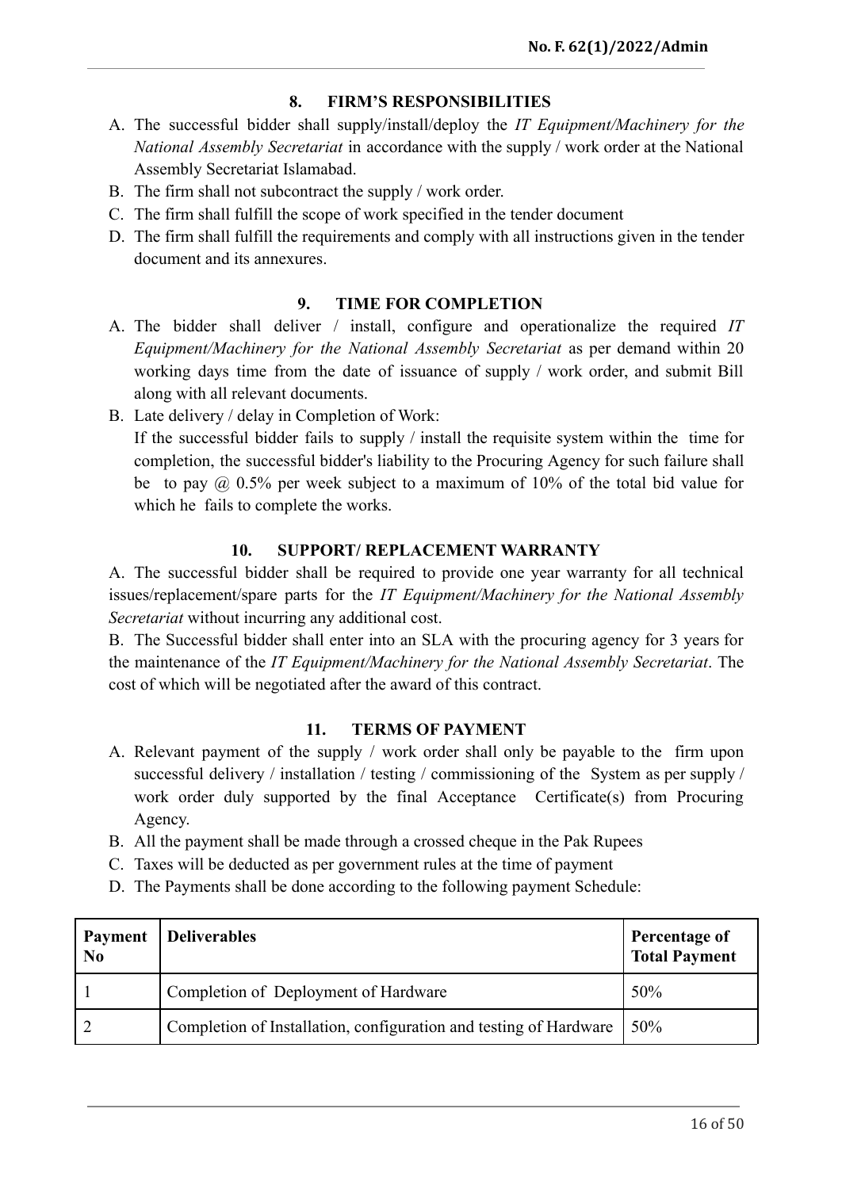## 8. FIRM'S RESPONSIBILITIES

A. The successful bidder shall supply/install/deploy the *IT Equipment/Machinery for the National Assembly Secretariat* in accordance with the supply / work order at the National Assembly Secretariat Islamabad.
B. The firm shall not subcontract the supply / work order.
C. The firm shall fulfill the scope of work specified in the tender document
D. The firm shall fulfill the requirements and comply with all instructions given in the tender document and its annexures.

## 9. TIME FOR COMPLETION

A. The bidder shall deliver / install, configure and operationalize the required *IT Equipment/Machinery for the National Assembly Secretariat* as per demand within 20 working days time from the date of issuance of supply / work order, and submit Bill along with all relevant documents.
B. Late delivery / delay in Completion of Work:
If the successful bidder fails to supply / install the requisite system within the time for completion, the successful bidder's liability to the Procuring Agency for such failure shall be to pay @ 0.5% per week subject to a maximum of 10% of the total bid value for which he fails to complete the works.

## 10. SUPPORT/ REPLACEMENT WARRANTY

A. The successful bidder shall be required to provide one year warranty for all technical issues/replacement/spare parts for the *IT Equipment/Machinery for the National Assembly Secretariat* without incurring any additional cost.

B. The Successful bidder shall enter into an SLA with the procuring agency for 3 years for the maintenance of the *IT Equipment/Machinery for the National Assembly Secretariat*. The cost of which will be negotiated after the award of this contract.

## 11. TERMS OF PAYMENT

A. Relevant payment of the supply / work order shall only be payable to the firm upon successful delivery / installation / testing / commissioning of the System as per supply / work order duly supported by the final Acceptance Certificate(s) from Procuring Agency.
B. All the payment shall be made through a crossed cheque in the Pak Rupees
C. Taxes will be deducted as per government rules at the time of payment
D. The Payments shall be done according to the following payment Schedule:

| Payment No | Deliverables | Percentage of Total Payment |
|---|---|---|
| 1 | Completion of Deployment of Hardware | 50% |
| 2 | Completion of Installation, configuration and testing of Hardware | 50% |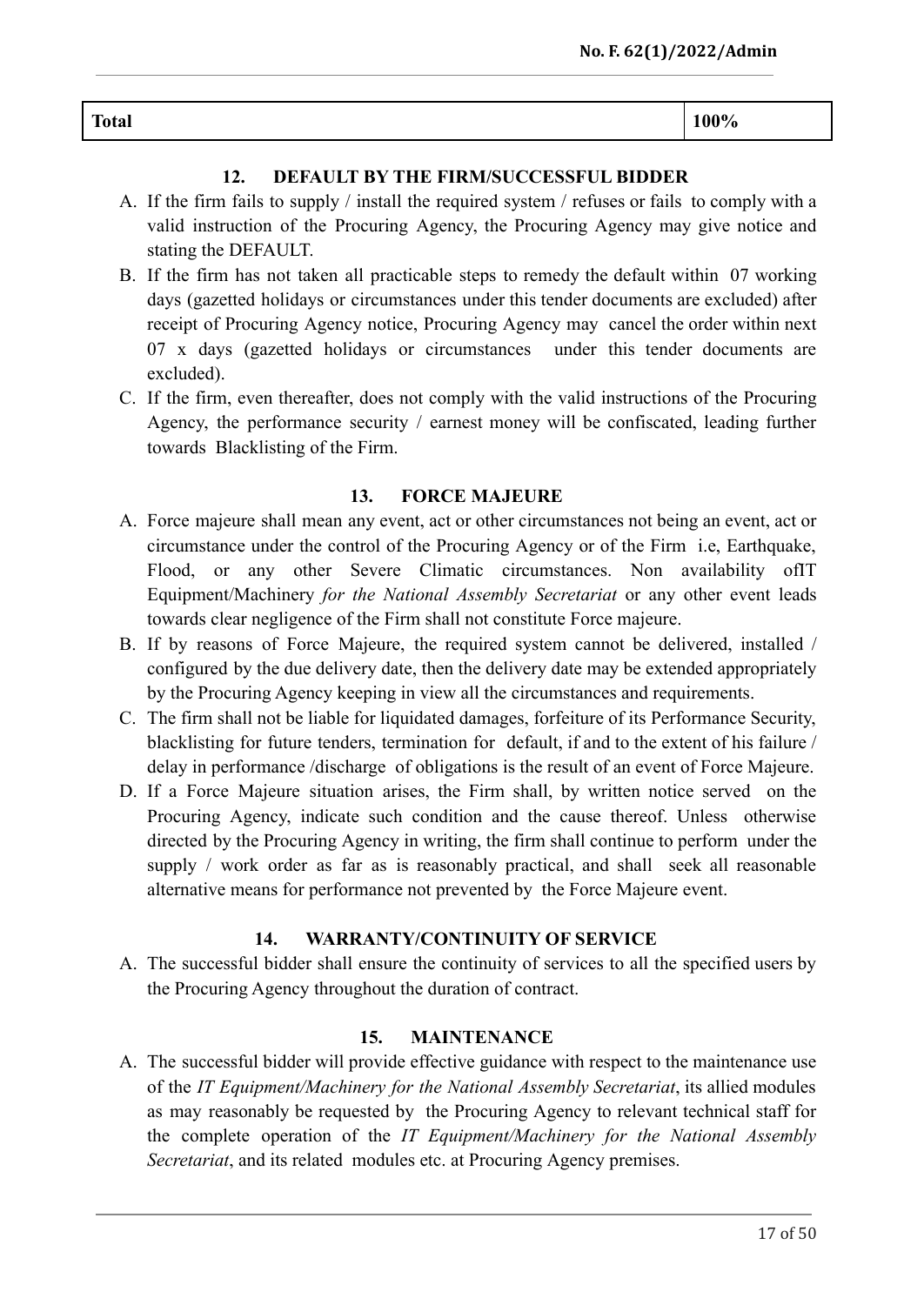| Total | 100% |
|---|---|

## 12. DEFAULT BY THE FIRM/SUCCESSFUL BIDDER

A. If the firm fails to supply / install the required system / refuses or fails to comply with a valid instruction of the Procuring Agency, the Procuring Agency may give notice and stating the DEFAULT.

B. If the firm has not taken all practicable steps to remedy the default within 07 working days (gazetted holidays or circumstances under this tender documents are excluded) after receipt of Procuring Agency notice, Procuring Agency may cancel the order within next 07 x days (gazetted holidays or circumstances under this tender documents are excluded).

C. If the firm, even thereafter, does not comply with the valid instructions of the Procuring Agency, the performance security / earnest money will be confiscated, leading further towards Blacklisting of the Firm.

## 13. FORCE MAJEURE

A. Force majeure shall mean any event, act or other circumstances not being an event, act or circumstance under the control of the Procuring Agency or of the Firm i.e, Earthquake, Flood, or any other Severe Climatic circumstances. Non availability ofIT Equipment/Machinery *for the National Assembly Secretariat* or any other event leads towards clear negligence of the Firm shall not constitute Force majeure.

B. If by reasons of Force Majeure, the required system cannot be delivered, installed / configured by the due delivery date, then the delivery date may be extended appropriately by the Procuring Agency keeping in view all the circumstances and requirements.

C. The firm shall not be liable for liquidated damages, forfeiture of its Performance Security, blacklisting for future tenders, termination for default, if and to the extent of his failure / delay in performance /discharge of obligations is the result of an event of Force Majeure.

D. If a Force Majeure situation arises, the Firm shall, by written notice served on the Procuring Agency, indicate such condition and the cause thereof. Unless otherwise directed by the Procuring Agency in writing, the firm shall continue to perform under the supply / work order as far as is reasonably practical, and shall seek all reasonable alternative means for performance not prevented by the Force Majeure event.

## 14. WARRANTY/CONTINUITY OF SERVICE

A. The successful bidder shall ensure the continuity of services to all the specified users by the Procuring Agency throughout the duration of contract.

## 15. MAINTENANCE

A. The successful bidder will provide effective guidance with respect to the maintenance use of the *IT Equipment/Machinery for the National Assembly Secretariat*, its allied modules as may reasonably be requested by the Procuring Agency to relevant technical staff for the complete operation of the *IT Equipment/Machinery for the National Assembly Secretariat*, and its related modules etc. at Procuring Agency premises.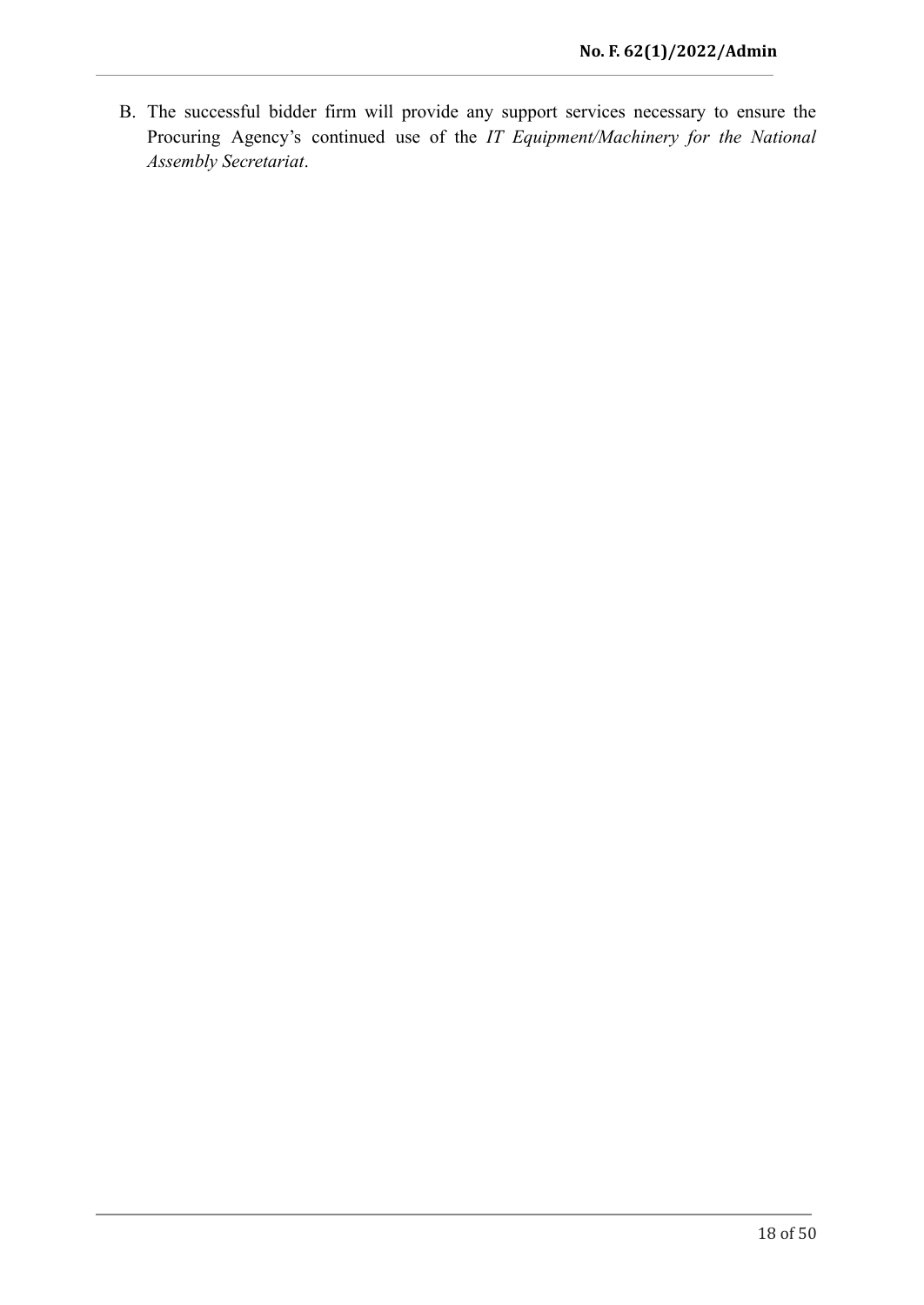B. The successful bidder firm will provide any support services necessary to ensure the Procuring Agency's continued use of the *IT Equipment/Machinery for the National Assembly Secretariat*.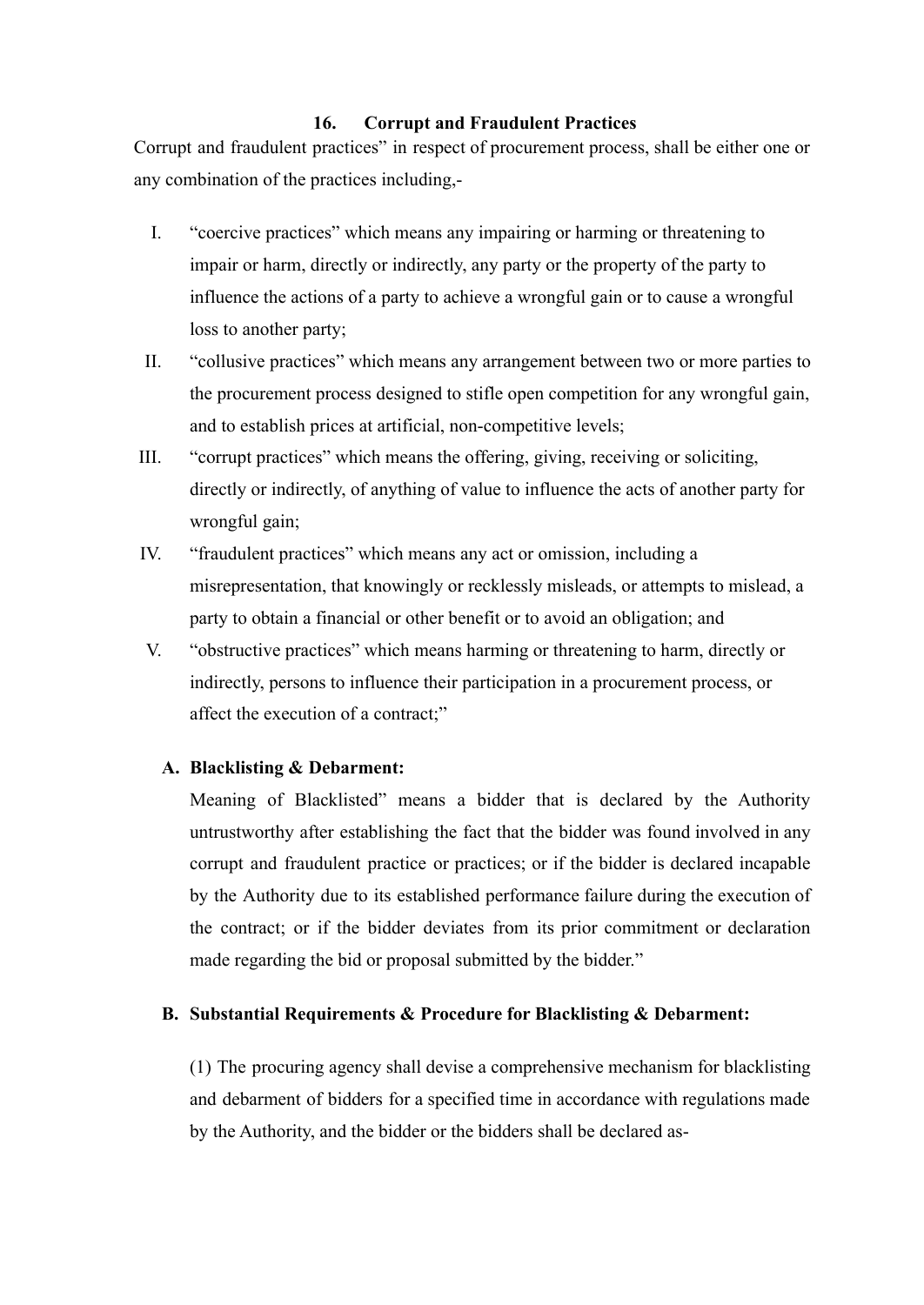## 16. Corrupt and Fraudulent Practices

Corrupt and fraudulent practices" in respect of procurement process, shall be either one or any combination of the practices including,-

I. "coercive practices" which means any impairing or harming or threatening to impair or harm, directly or indirectly, any party or the property of the party to influence the actions of a party to achieve a wrongful gain or to cause a wrongful loss to another party;

II. "collusive practices" which means any arrangement between two or more parties to the procurement process designed to stifle open competition for any wrongful gain, and to establish prices at artificial, non-competitive levels;

III. "corrupt practices" which means the offering, giving, receiving or soliciting, directly or indirectly, of anything of value to influence the acts of another party for wrongful gain;

IV. "fraudulent practices" which means any act or omission, including a misrepresentation, that knowingly or recklessly misleads, or attempts to mislead, a party to obtain a financial or other benefit or to avoid an obligation; and

V. "obstructive practices" which means harming or threatening to harm, directly or indirectly, persons to influence their participation in a procurement process, or affect the execution of a contract;"

**A. Blacklisting & Debarment:**

Meaning of Blacklisted" means a bidder that is declared by the Authority untrustworthy after establishing the fact that the bidder was found involved in any corrupt and fraudulent practice or practices; or if the bidder is declared incapable by the Authority due to its established performance failure during the execution of the contract; or if the bidder deviates from its prior commitment or declaration made regarding the bid or proposal submitted by the bidder."

**B. Substantial Requirements & Procedure for Blacklisting & Debarment:**

(1) The procuring agency shall devise a comprehensive mechanism for blacklisting and debarment of bidders for a specified time in accordance with regulations made by the Authority, and the bidder or the bidders shall be declared as-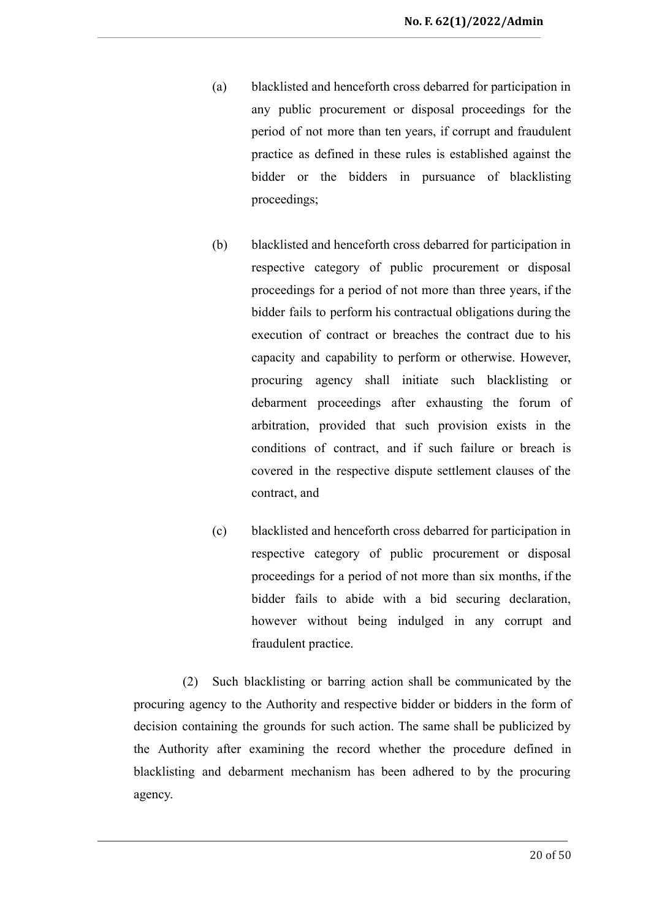(a) blacklisted and henceforth cross debarred for participation in any public procurement or disposal proceedings for the period of not more than ten years, if corrupt and fraudulent practice as defined in these rules is established against the bidder or the bidders in pursuance of blacklisting proceedings;

(b) blacklisted and henceforth cross debarred for participation in respective category of public procurement or disposal proceedings for a period of not more than three years, if the bidder fails to perform his contractual obligations during the execution of contract or breaches the contract due to his capacity and capability to perform or otherwise. However, procuring agency shall initiate such blacklisting or debarment proceedings after exhausting the forum of arbitration, provided that such provision exists in the conditions of contract, and if such failure or breach is covered in the respective dispute settlement clauses of the contract, and

(c) blacklisted and henceforth cross debarred for participation in respective category of public procurement or disposal proceedings for a period of not more than six months, if the bidder fails to abide with a bid securing declaration, however without being indulged in any corrupt and fraudulent practice.

(2) Such blacklisting or barring action shall be communicated by the procuring agency to the Authority and respective bidder or bidders in the form of decision containing the grounds for such action. The same shall be publicized by the Authority after examining the record whether the procedure defined in blacklisting and debarment mechanism has been adhered to by the procuring agency.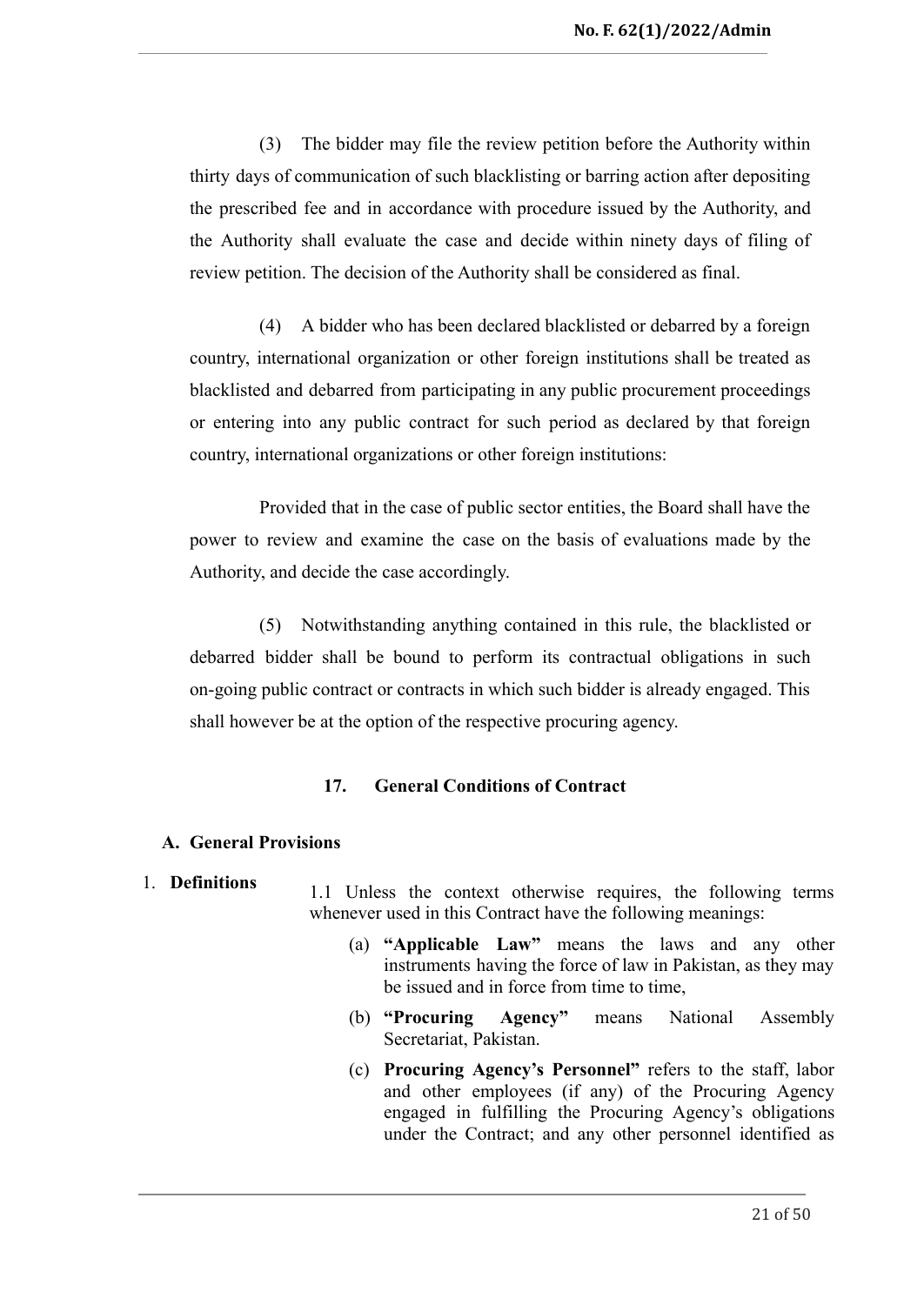(3) The bidder may file the review petition before the Authority within thirty days of communication of such blacklisting or barring action after depositing the prescribed fee and in accordance with procedure issued by the Authority, and the Authority shall evaluate the case and decide within ninety days of filing of review petition. The decision of the Authority shall be considered as final.

(4) A bidder who has been declared blacklisted or debarred by a foreign country, international organization or other foreign institutions shall be treated as blacklisted and debarred from participating in any public procurement proceedings or entering into any public contract for such period as declared by that foreign country, international organizations or other foreign institutions:

Provided that in the case of public sector entities, the Board shall have the power to review and examine the case on the basis of evaluations made by the Authority, and decide the case accordingly.

(5) Notwithstanding anything contained in this rule, the blacklisted or debarred bidder shall be bound to perform its contractual obligations in such on-going public contract or contracts in which such bidder is already engaged. This shall however be at the option of the respective procuring agency.

## 17. General Conditions of Contract

### A. General Provisions

1. **Definitions**

1.1 Unless the context otherwise requires, the following terms whenever used in this Contract have the following meanings:

(a) **"Applicable Law"** means the laws and any other instruments having the force of law in Pakistan, as they may be issued and in force from time to time,

(b) **"Procuring Agency"** means National Assembly Secretariat, Pakistan.

(c) **Procuring Agency's Personnel"** refers to the staff, labor and other employees (if any) of the Procuring Agency engaged in fulfilling the Procuring Agency's obligations under the Contract; and any other personnel identified as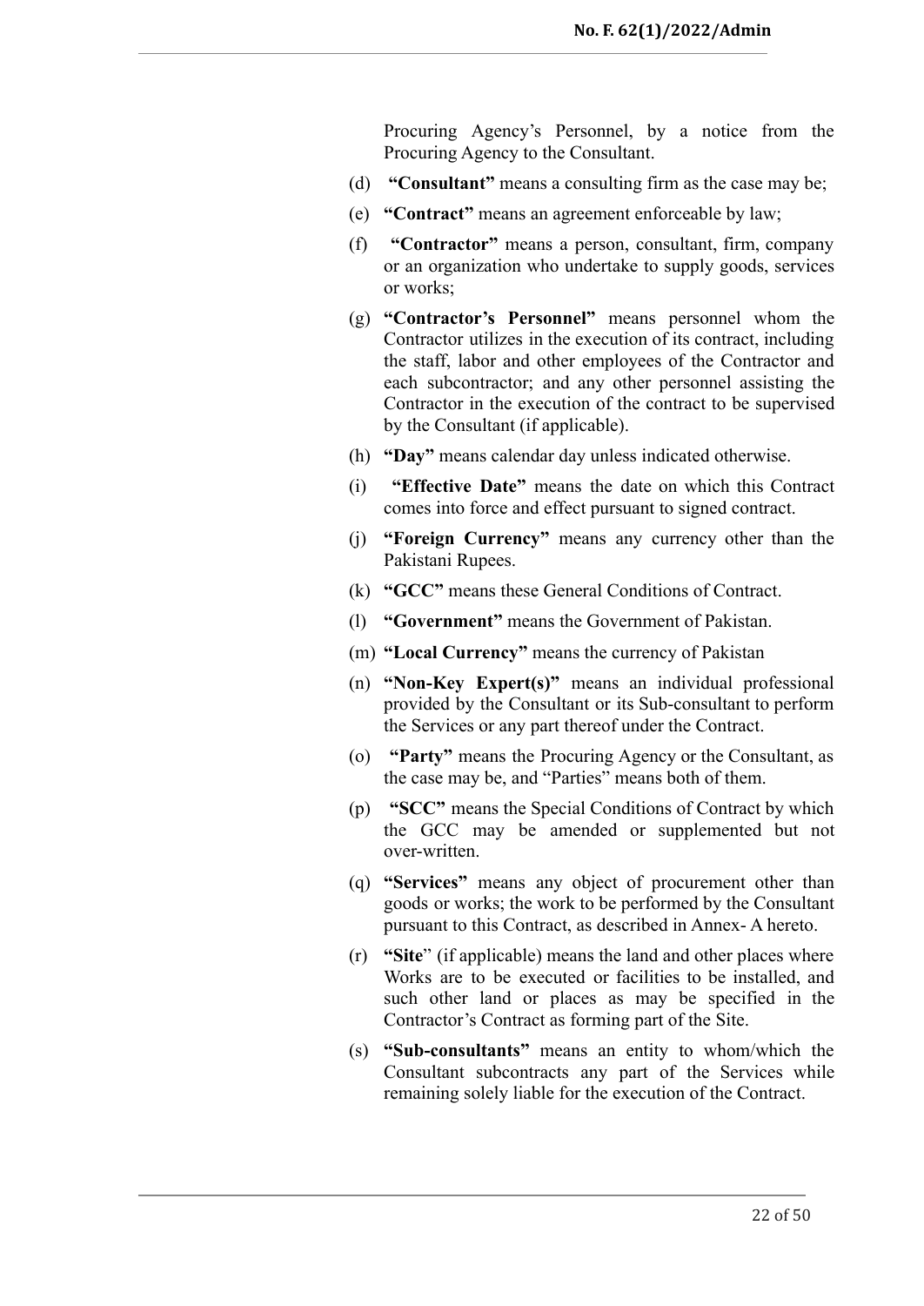Procuring Agency's Personnel, by a notice from the Procuring Agency to the Consultant.

(d) **"Consultant"** means a consulting firm as the case may be;

(e) **"Contract"** means an agreement enforceable by law;

(f) **"Contractor"** means a person, consultant, firm, company or an organization who undertake to supply goods, services or works;

(g) **"Contractor's Personnel"** means personnel whom the Contractor utilizes in the execution of its contract, including the staff, labor and other employees of the Contractor and each subcontractor; and any other personnel assisting the Contractor in the execution of the contract to be supervised by the Consultant (if applicable).

(h) **"Day"** means calendar day unless indicated otherwise.

(i) **"Effective Date"** means the date on which this Contract comes into force and effect pursuant to signed contract.

(j) **"Foreign Currency"** means any currency other than the Pakistani Rupees.

(k) **"GCC"** means these General Conditions of Contract.

(l) **"Government"** means the Government of Pakistan.

(m) **"Local Currency"** means the currency of Pakistan

(n) **"Non-Key Expert(s)"** means an individual professional provided by the Consultant or its Sub-consultant to perform the Services or any part thereof under the Contract.

(o) **"Party"** means the Procuring Agency or the Consultant, as the case may be, and "Parties" means both of them.

(p) **"SCC"** means the Special Conditions of Contract by which the GCC may be amended or supplemented but not over-written.

(q) **"Services"** means any object of procurement other than goods or works; the work to be performed by the Consultant pursuant to this Contract, as described in Annex- A hereto.

(r) **"Site"** (if applicable) means the land and other places where Works are to be executed or facilities to be installed, and such other land or places as may be specified in the Contractor's Contract as forming part of the Site.

(s) **"Sub-consultants"** means an entity to whom/which the Consultant subcontracts any part of the Services while remaining solely liable for the execution of the Contract.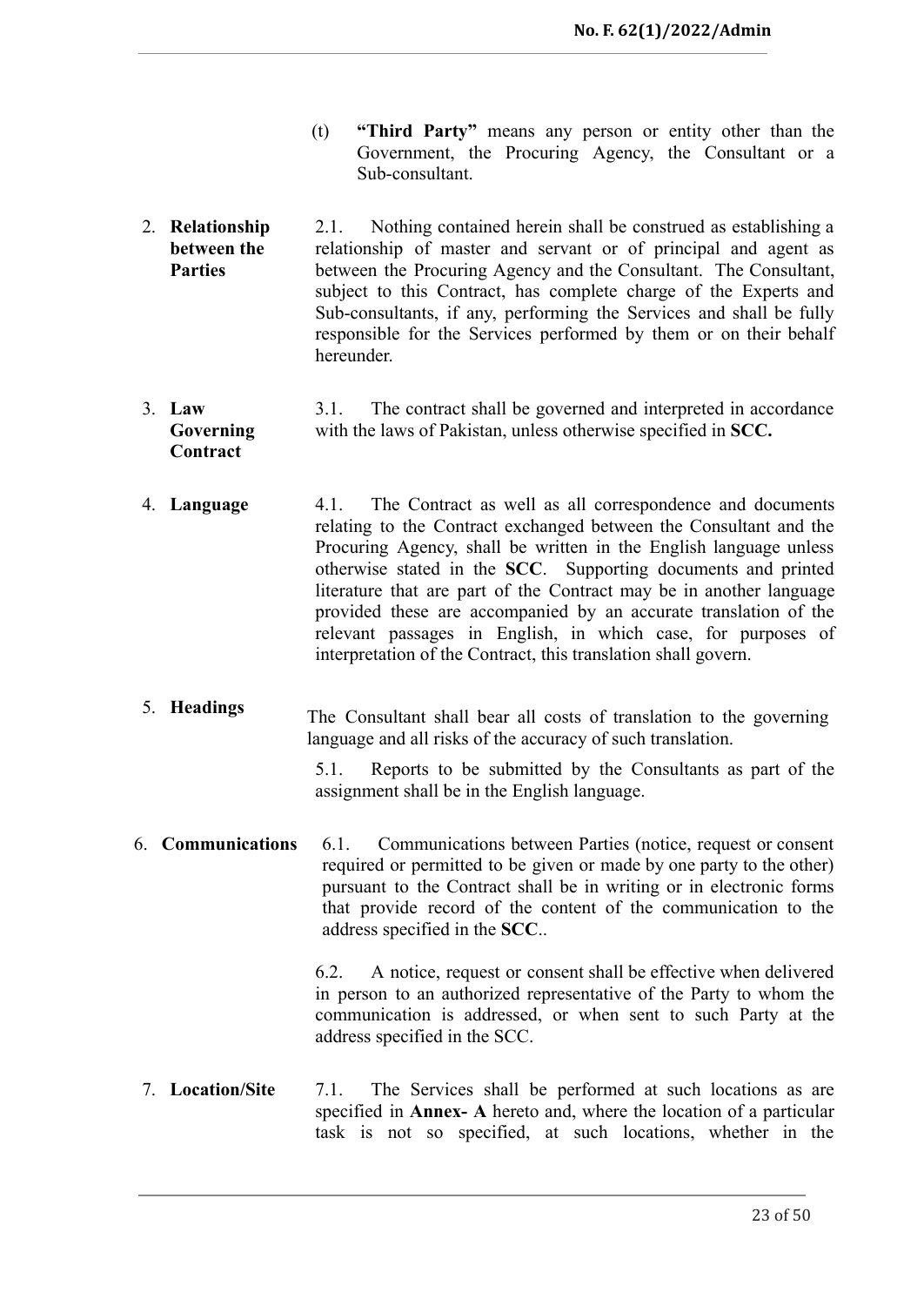(t) **"Third Party"** means any person or entity other than the Government, the Procuring Agency, the Consultant or a Sub-consultant.

2. **Relationship between the Parties**

2.1. Nothing contained herein shall be construed as establishing a relationship of master and servant or of principal and agent as between the Procuring Agency and the Consultant. The Consultant, subject to this Contract, has complete charge of the Experts and Sub-consultants, if any, performing the Services and shall be fully responsible for the Services performed by them or on their behalf hereunder.

3. **Law Governing Contract**

3.1. The contract shall be governed and interpreted in accordance with the laws of Pakistan, unless otherwise specified in **SCC.**

4. **Language**

4.1. The Contract as well as all correspondence and documents relating to the Contract exchanged between the Consultant and the Procuring Agency, shall be written in the English language unless otherwise stated in the **SCC**. Supporting documents and printed literature that are part of the Contract may be in another language provided these are accompanied by an accurate translation of the relevant passages in English, in which case, for purposes of interpretation of the Contract, this translation shall govern.

5. **Headings**

The Consultant shall bear all costs of translation to the governing language and all risks of the accuracy of such translation.

5.1. Reports to be submitted by the Consultants as part of the assignment shall be in the English language.

6. **Communications**

6.1. Communications between Parties (notice, request or consent required or permitted to be given or made by one party to the other) pursuant to the Contract shall be in writing or in electronic forms that provide record of the content of the communication to the address specified in the **SCC**..

6.2. A notice, request or consent shall be effective when delivered in person to an authorized representative of the Party to whom the communication is addressed, or when sent to such Party at the address specified in the SCC.

7. **Location/Site**

7.1. The Services shall be performed at such locations as are specified in **Annex- A** hereto and, where the location of a particular task is not so specified, at such locations, whether in the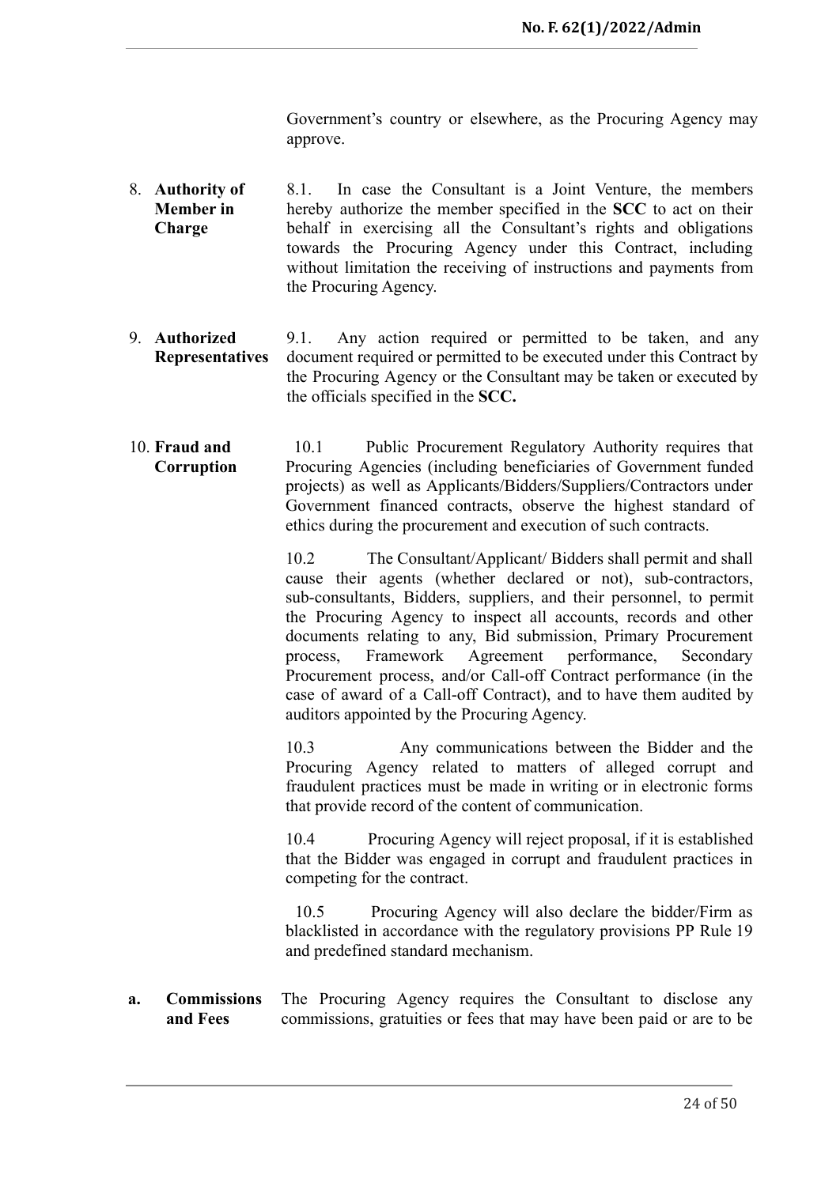Government's country or elsewhere, as the Procuring Agency may approve.

8. **Authority of Member in Charge**

8.1. In case the Consultant is a Joint Venture, the members hereby authorize the member specified in the **SCC** to act on their behalf in exercising all the Consultant's rights and obligations towards the Procuring Agency under this Contract, including without limitation the receiving of instructions and payments from the Procuring Agency.

9. **Authorized Representatives**

9.1. Any action required or permitted to be taken, and any document required or permitted to be executed under this Contract by the Procuring Agency or the Consultant may be taken or executed by the officials specified in the **SCC.**

10. **Fraud and Corruption**

10.1 Public Procurement Regulatory Authority requires that Procuring Agencies (including beneficiaries of Government funded projects) as well as Applicants/Bidders/Suppliers/Contractors under Government financed contracts, observe the highest standard of ethics during the procurement and execution of such contracts.

10.2 The Consultant/Applicant/ Bidders shall permit and shall cause their agents (whether declared or not), sub-contractors, sub-consultants, Bidders, suppliers, and their personnel, to permit the Procuring Agency to inspect all accounts, records and other documents relating to any, Bid submission, Primary Procurement process, Framework Agreement performance, Secondary Procurement process, and/or Call-off Contract performance (in the case of award of a Call-off Contract), and to have them audited by auditors appointed by the Procuring Agency.

10.3 Any communications between the Bidder and the Procuring Agency related to matters of alleged corrupt and fraudulent practices must be made in writing or in electronic forms that provide record of the content of communication.

10.4 Procuring Agency will reject proposal, if it is established that the Bidder was engaged in corrupt and fraudulent practices in competing for the contract.

10.5 Procuring Agency will also declare the bidder/Firm as blacklisted in accordance with the regulatory provisions PP Rule 19 and predefined standard mechanism.

a. **Commissions and Fees**

The Procuring Agency requires the Consultant to disclose any commissions, gratuities or fees that may have been paid or are to be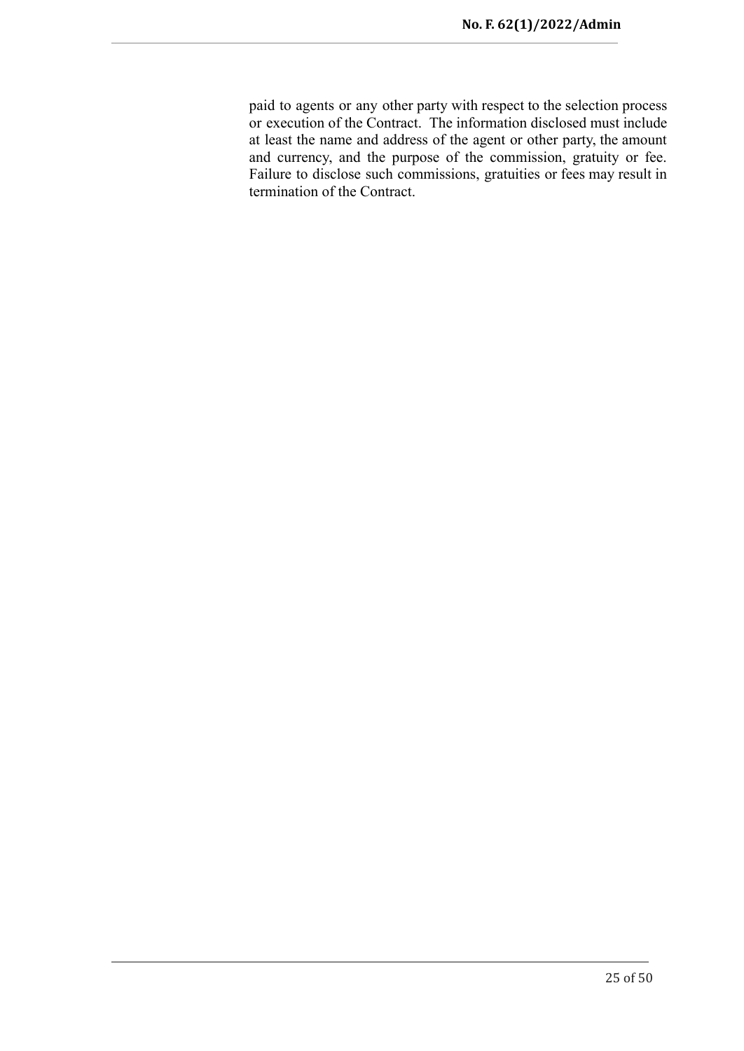paid to agents or any other party with respect to the selection process or execution of the Contract. The information disclosed must include at least the name and address of the agent or other party, the amount and currency, and the purpose of the commission, gratuity or fee. Failure to disclose such commissions, gratuities or fees may result in termination of the Contract.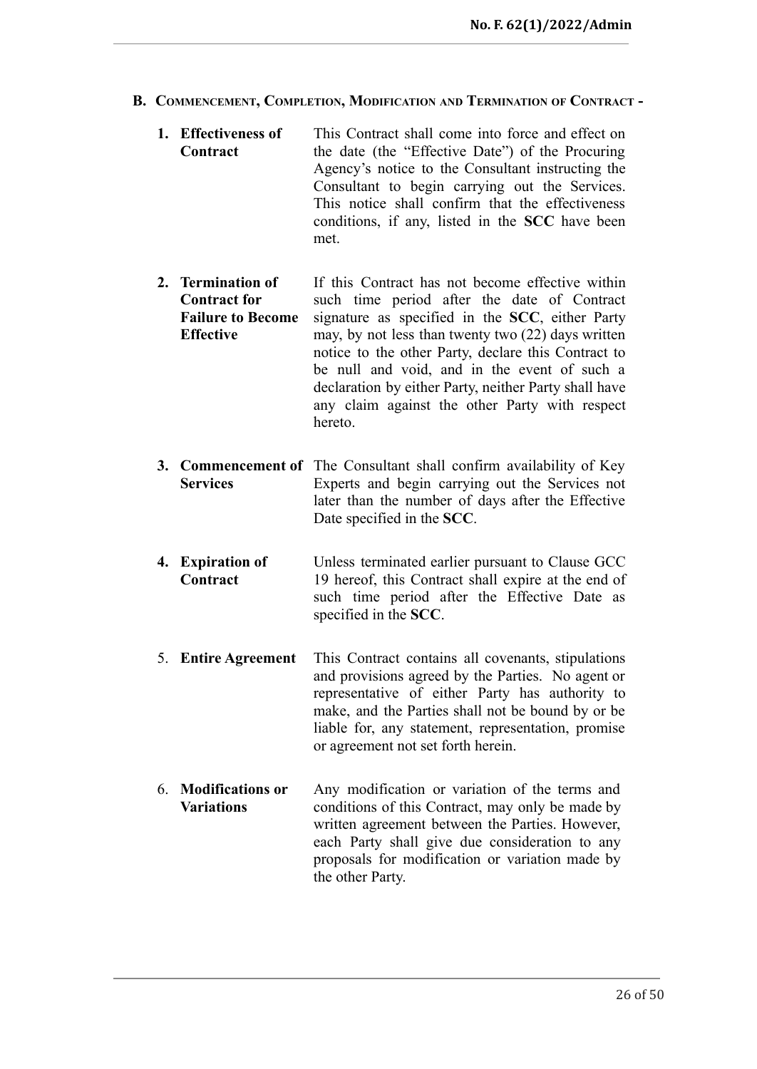## B. Commencement, Completion, Modification and Termination of Contract -

**1. Effectiveness of Contract**

This Contract shall come into force and effect on the date (the "Effective Date") of the Procuring Agency's notice to the Consultant instructing the Consultant to begin carrying out the Services. This notice shall confirm that the effectiveness conditions, if any, listed in the **SCC** have been met.

**2. Termination of Contract for Failure to Become Effective**

If this Contract has not become effective within such time period after the date of Contract signature as specified in the **SCC**, either Party may, by not less than twenty two (22) days written notice to the other Party, declare this Contract to be null and void, and in the event of such a declaration by either Party, neither Party shall have any claim against the other Party with respect hereto.

**3. Commencement of Services**

The Consultant shall confirm availability of Key Experts and begin carrying out the Services not later than the number of days after the Effective Date specified in the **SCC**.

**4. Expiration of Contract**

Unless terminated earlier pursuant to Clause GCC 19 hereof, this Contract shall expire at the end of such time period after the Effective Date as specified in the **SCC**.

5. **Entire Agreement**

This Contract contains all covenants, stipulations and provisions agreed by the Parties. No agent or representative of either Party has authority to make, and the Parties shall not be bound by or be liable for, any statement, representation, promise or agreement not set forth herein.

6. **Modifications or Variations**

Any modification or variation of the terms and conditions of this Contract, may only be made by written agreement between the Parties. However, each Party shall give due consideration to any proposals for modification or variation made by the other Party.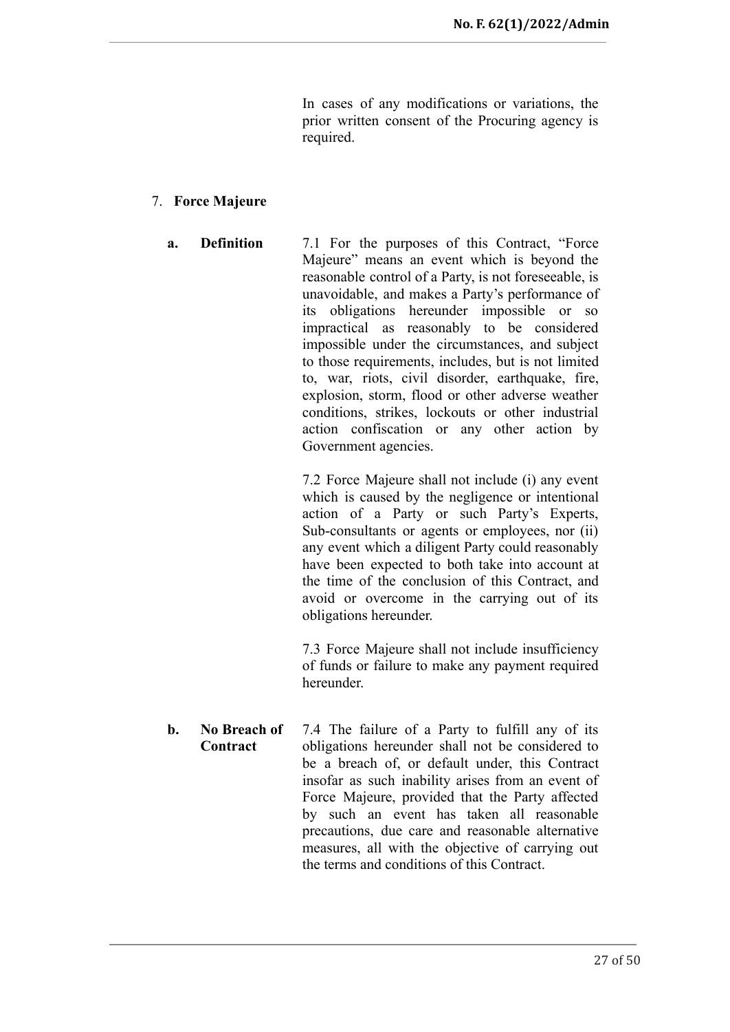In cases of any modifications or variations, the prior written consent of the Procuring agency is required.

## 7. Force Majeure

**a. Definition**

7.1 For the purposes of this Contract, "Force Majeure" means an event which is beyond the reasonable control of a Party, is not foreseeable, is unavoidable, and makes a Party's performance of its obligations hereunder impossible or so impractical as reasonably to be considered impossible under the circumstances, and subject to those requirements, includes, but is not limited to, war, riots, civil disorder, earthquake, fire, explosion, storm, flood or other adverse weather conditions, strikes, lockouts or other industrial action confiscation or any other action by Government agencies.

7.2 Force Majeure shall not include (i) any event which is caused by the negligence or intentional action of a Party or such Party's Experts, Sub-consultants or agents or employees, nor (ii) any event which a diligent Party could reasonably have been expected to both take into account at the time of the conclusion of this Contract, and avoid or overcome in the carrying out of its obligations hereunder.

7.3 Force Majeure shall not include insufficiency of funds or failure to make any payment required hereunder.

**b. No Breach of Contract**

7.4 The failure of a Party to fulfill any of its obligations hereunder shall not be considered to be a breach of, or default under, this Contract insofar as such inability arises from an event of Force Majeure, provided that the Party affected by such an event has taken all reasonable precautions, due care and reasonable alternative measures, all with the objective of carrying out the terms and conditions of this Contract.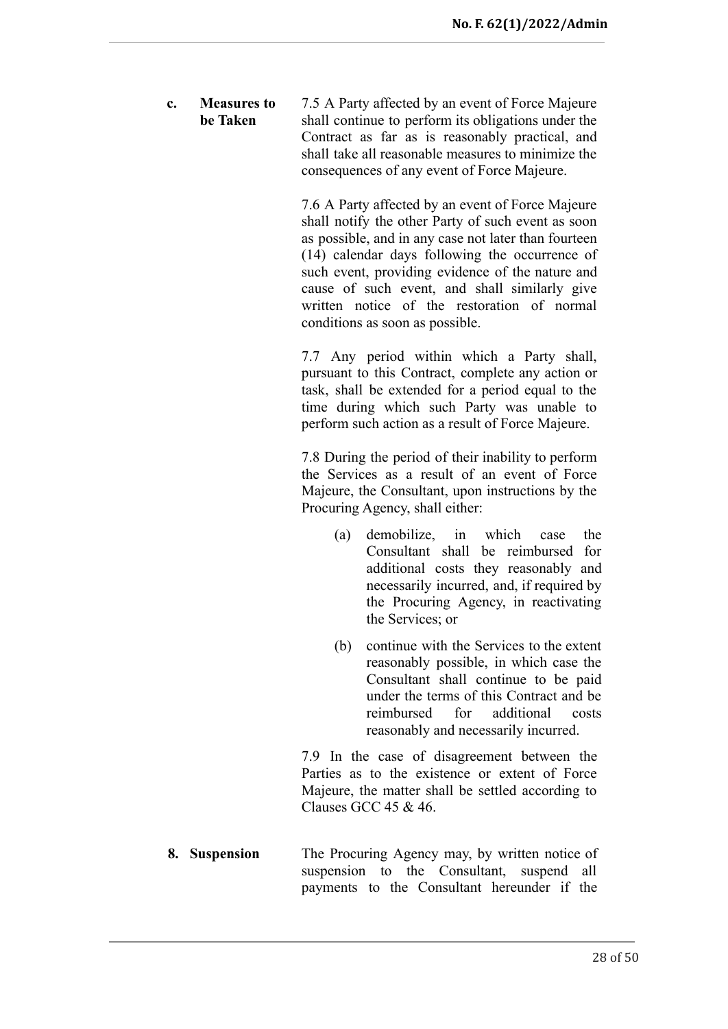**c. Measures to be Taken**

7.5 A Party affected by an event of Force Majeure shall continue to perform its obligations under the Contract as far as is reasonably practical, and shall take all reasonable measures to minimize the consequences of any event of Force Majeure.

7.6 A Party affected by an event of Force Majeure shall notify the other Party of such event as soon as possible, and in any case not later than fourteen (14) calendar days following the occurrence of such event, providing evidence of the nature and cause of such event, and shall similarly give written notice of the restoration of normal conditions as soon as possible.

7.7 Any period within which a Party shall, pursuant to this Contract, complete any action or task, shall be extended for a period equal to the time during which such Party was unable to perform such action as a result of Force Majeure.

7.8 During the period of their inability to perform the Services as a result of an event of Force Majeure, the Consultant, upon instructions by the Procuring Agency, shall either:

(a) demobilize, in which case the Consultant shall be reimbursed for additional costs they reasonably and necessarily incurred, and, if required by the Procuring Agency, in reactivating the Services; or

(b) continue with the Services to the extent reasonably possible, in which case the Consultant shall continue to be paid under the terms of this Contract and be reimbursed for additional costs reasonably and necessarily incurred.

7.9 In the case of disagreement between the Parties as to the existence or extent of Force Majeure, the matter shall be settled according to Clauses GCC 45 & 46.

**8. Suspension**

The Procuring Agency may, by written notice of suspension to the Consultant, suspend all payments to the Consultant hereunder if the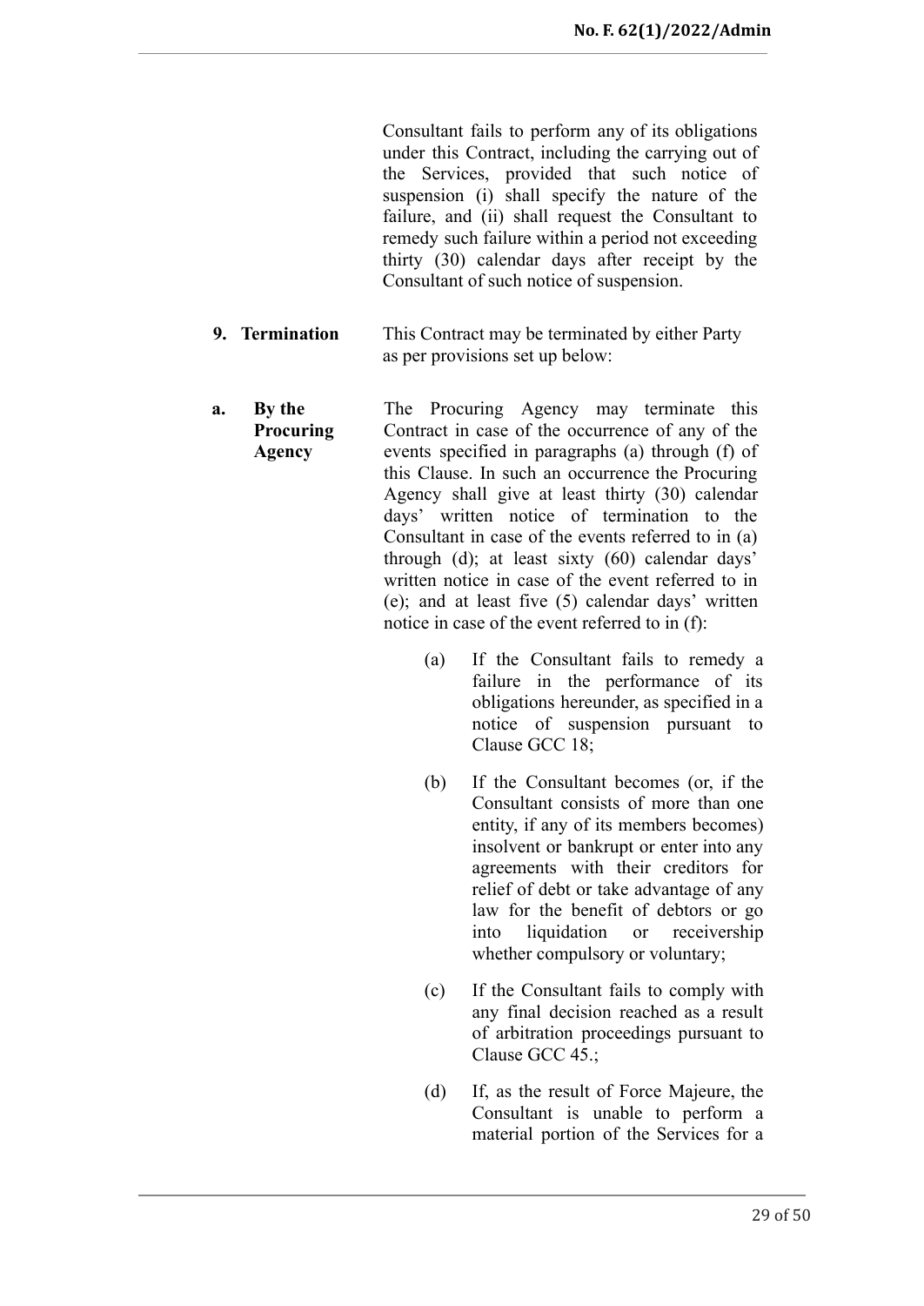Consultant fails to perform any of its obligations under this Contract, including the carrying out of the Services, provided that such notice of suspension (i) shall specify the nature of the failure, and (ii) shall request the Consultant to remedy such failure within a period not exceeding thirty (30) calendar days after receipt by the Consultant of such notice of suspension.

**9. Termination**

This Contract may be terminated by either Party as per provisions set up below:

**a. By the Procuring Agency**

The Procuring Agency may terminate this Contract in case of the occurrence of any of the events specified in paragraphs (a) through (f) of this Clause. In such an occurrence the Procuring Agency shall give at least thirty (30) calendar days' written notice of termination to the Consultant in case of the events referred to in (a) through (d); at least sixty (60) calendar days' written notice in case of the event referred to in (e); and at least five (5) calendar days' written notice in case of the event referred to in (f):

(a) If the Consultant fails to remedy a failure in the performance of its obligations hereunder, as specified in a notice of suspension pursuant to Clause GCC 18;

(b) If the Consultant becomes (or, if the Consultant consists of more than one entity, if any of its members becomes) insolvent or bankrupt or enter into any agreements with their creditors for relief of debt or take advantage of any law for the benefit of debtors or go into liquidation or receivership whether compulsory or voluntary;

(c) If the Consultant fails to comply with any final decision reached as a result of arbitration proceedings pursuant to Clause GCC 45.;

(d) If, as the result of Force Majeure, the Consultant is unable to perform a material portion of the Services for a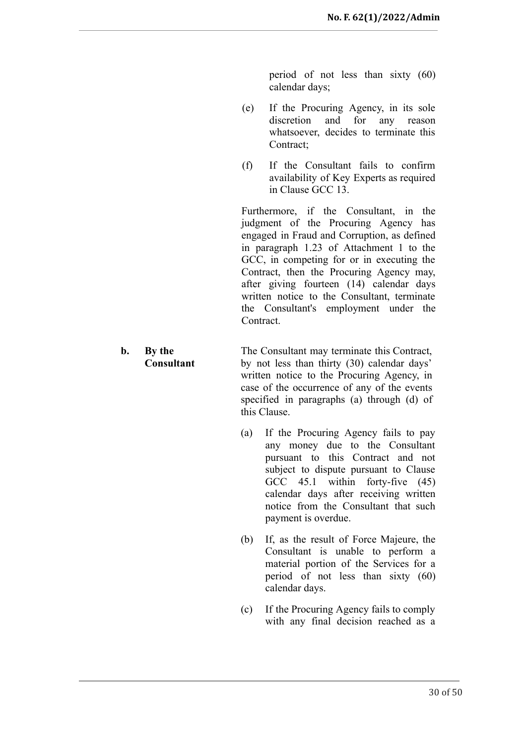period of not less than sixty (60) calendar days;

(e) If the Procuring Agency, in its sole discretion and for any reason whatsoever, decides to terminate this Contract;

(f) If the Consultant fails to confirm availability of Key Experts as required in Clause GCC 13.

Furthermore, if the Consultant, in the judgment of the Procuring Agency has engaged in Fraud and Corruption, as defined in paragraph 1.23 of Attachment 1 to the GCC, in competing for or in executing the Contract, then the Procuring Agency may, after giving fourteen (14) calendar days written notice to the Consultant, terminate the Consultant's employment under the Contract.

**b. By the Consultant**

The Consultant may terminate this Contract, by not less than thirty (30) calendar days' written notice to the Procuring Agency, in case of the occurrence of any of the events specified in paragraphs (a) through (d) of this Clause.

(a) If the Procuring Agency fails to pay any money due to the Consultant pursuant to this Contract and not subject to dispute pursuant to Clause GCC 45.1 within forty-five (45) calendar days after receiving written notice from the Consultant that such payment is overdue.

(b) If, as the result of Force Majeure, the Consultant is unable to perform a material portion of the Services for a period of not less than sixty (60) calendar days.

(c) If the Procuring Agency fails to comply with any final decision reached as a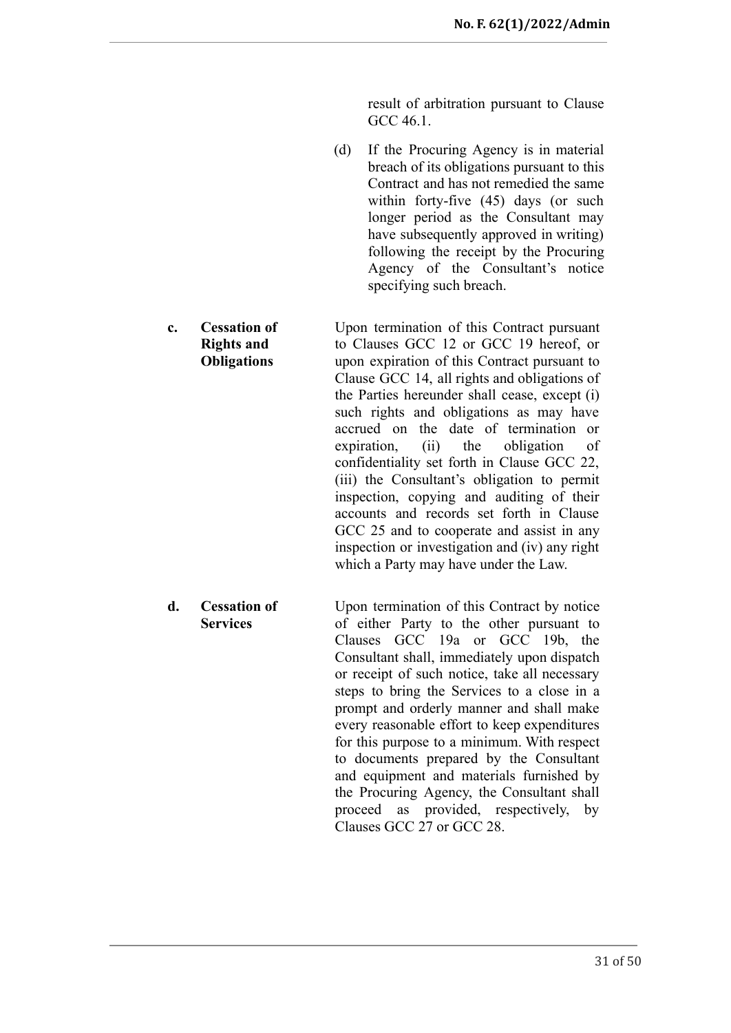result of arbitration pursuant to Clause GCC 46.1.

(d) If the Procuring Agency is in material breach of its obligations pursuant to this Contract and has not remedied the same within forty-five (45) days (or such longer period as the Consultant may have subsequently approved in writing) following the receipt by the Procuring Agency of the Consultant's notice specifying such breach.

**c. Cessation of Rights and Obligations**

Upon termination of this Contract pursuant to Clauses GCC 12 or GCC 19 hereof, or upon expiration of this Contract pursuant to Clause GCC 14, all rights and obligations of the Parties hereunder shall cease, except (i) such rights and obligations as may have accrued on the date of termination or expiration, (ii) the obligation of confidentiality set forth in Clause GCC 22, (iii) the Consultant's obligation to permit inspection, copying and auditing of their accounts and records set forth in Clause GCC 25 and to cooperate and assist in any inspection or investigation and (iv) any right which a Party may have under the Law.

**d. Cessation of Services**

Upon termination of this Contract by notice of either Party to the other pursuant to Clauses GCC 19a or GCC 19b, the Consultant shall, immediately upon dispatch or receipt of such notice, take all necessary steps to bring the Services to a close in a prompt and orderly manner and shall make every reasonable effort to keep expenditures for this purpose to a minimum. With respect to documents prepared by the Consultant and equipment and materials furnished by the Procuring Agency, the Consultant shall proceed as provided, respectively, by Clauses GCC 27 or GCC 28.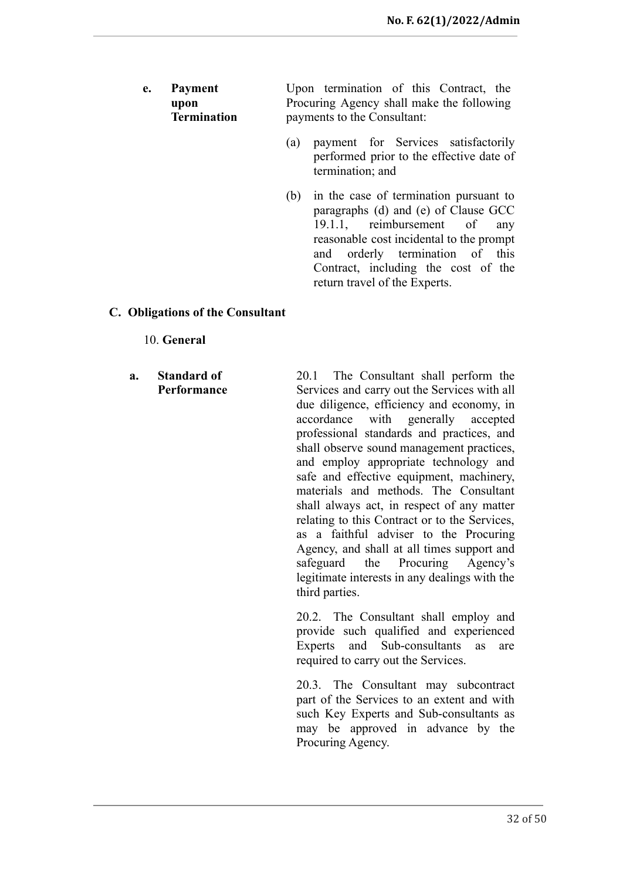**e. Payment upon Termination**

Upon termination of this Contract, the Procuring Agency shall make the following payments to the Consultant:

(a) payment for Services satisfactorily performed prior to the effective date of termination; and

(b) in the case of termination pursuant to paragraphs (d) and (e) of Clause GCC 19.1.1, reimbursement of any reasonable cost incidental to the prompt and orderly termination of this Contract, including the cost of the return travel of the Experts.

## C. Obligations of the Consultant

10. **General**

**a. Standard of Performance**

20.1 The Consultant shall perform the Services and carry out the Services with all due diligence, efficiency and economy, in accordance with generally accepted professional standards and practices, and shall observe sound management practices, and employ appropriate technology and safe and effective equipment, machinery, materials and methods. The Consultant shall always act, in respect of any matter relating to this Contract or to the Services, as a faithful adviser to the Procuring Agency, and shall at all times support and safeguard the Procuring Agency's legitimate interests in any dealings with the third parties.

20.2. The Consultant shall employ and provide such qualified and experienced Experts and Sub-consultants as are required to carry out the Services.

20.3. The Consultant may subcontract part of the Services to an extent and with such Key Experts and Sub-consultants as may be approved in advance by the Procuring Agency.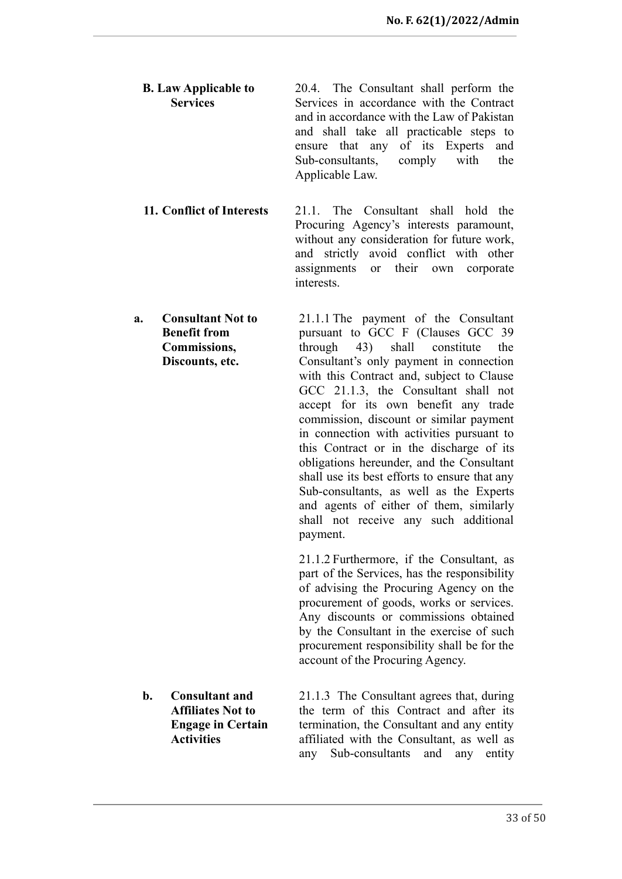**B. Law Applicable to Services**

20.4. The Consultant shall perform the Services in accordance with the Contract and in accordance with the Law of Pakistan and shall take all practicable steps to ensure that any of its Experts and Sub-consultants, comply with the Applicable Law.

**11. Conflict of Interests**

21.1. The Consultant shall hold the Procuring Agency's interests paramount, without any consideration for future work, and strictly avoid conflict with other assignments or their own corporate interests.

**a. Consultant Not to Benefit from Commissions, Discounts, etc.**

21.1.1 The payment of the Consultant pursuant to GCC F (Clauses GCC 39 through 43) shall constitute the Consultant's only payment in connection with this Contract and, subject to Clause GCC 21.1.3, the Consultant shall not accept for its own benefit any trade commission, discount or similar payment in connection with activities pursuant to this Contract or in the discharge of its obligations hereunder, and the Consultant shall use its best efforts to ensure that any Sub-consultants, as well as the Experts and agents of either of them, similarly shall not receive any such additional payment.

21.1.2 Furthermore, if the Consultant, as part of the Services, has the responsibility of advising the Procuring Agency on the procurement of goods, works or services. Any discounts or commissions obtained by the Consultant in the exercise of such procurement responsibility shall be for the account of the Procuring Agency.

**b. Consultant and Affiliates Not to Engage in Certain Activities**

21.1.3 The Consultant agrees that, during the term of this Contract and after its termination, the Consultant and any entity affiliated with the Consultant, as well as any Sub-consultants and any entity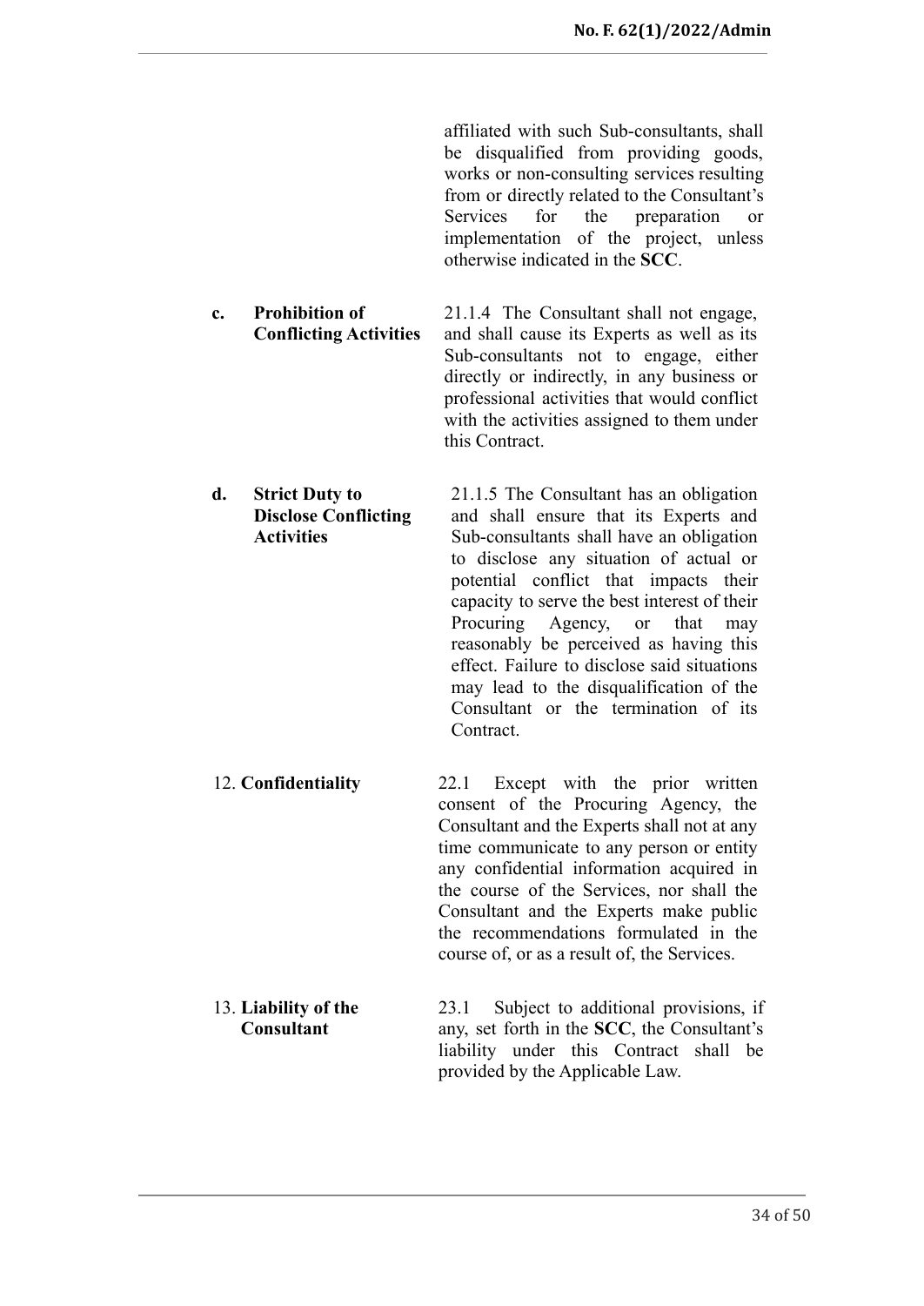affiliated with such Sub-consultants, shall be disqualified from providing goods, works or non-consulting services resulting from or directly related to the Consultant's Services for the preparation or implementation of the project, unless otherwise indicated in the **SCC**.

**c. Prohibition of Conflicting Activities**

21.1.4 The Consultant shall not engage, and shall cause its Experts as well as its Sub-consultants not to engage, either directly or indirectly, in any business or professional activities that would conflict with the activities assigned to them under this Contract.

**d. Strict Duty to Disclose Conflicting Activities**

21.1.5 The Consultant has an obligation and shall ensure that its Experts and Sub-consultants shall have an obligation to disclose any situation of actual or potential conflict that impacts their capacity to serve the best interest of their Procuring Agency, or that may reasonably be perceived as having this effect. Failure to disclose said situations may lead to the disqualification of the Consultant or the termination of its Contract.

12. **Confidentiality**

22.1 Except with the prior written consent of the Procuring Agency, the Consultant and the Experts shall not at any time communicate to any person or entity any confidential information acquired in the course of the Services, nor shall the Consultant and the Experts make public the recommendations formulated in the course of, or as a result of, the Services.

13. **Liability of the Consultant**

23.1 Subject to additional provisions, if any, set forth in the **SCC**, the Consultant's liability under this Contract shall be provided by the Applicable Law.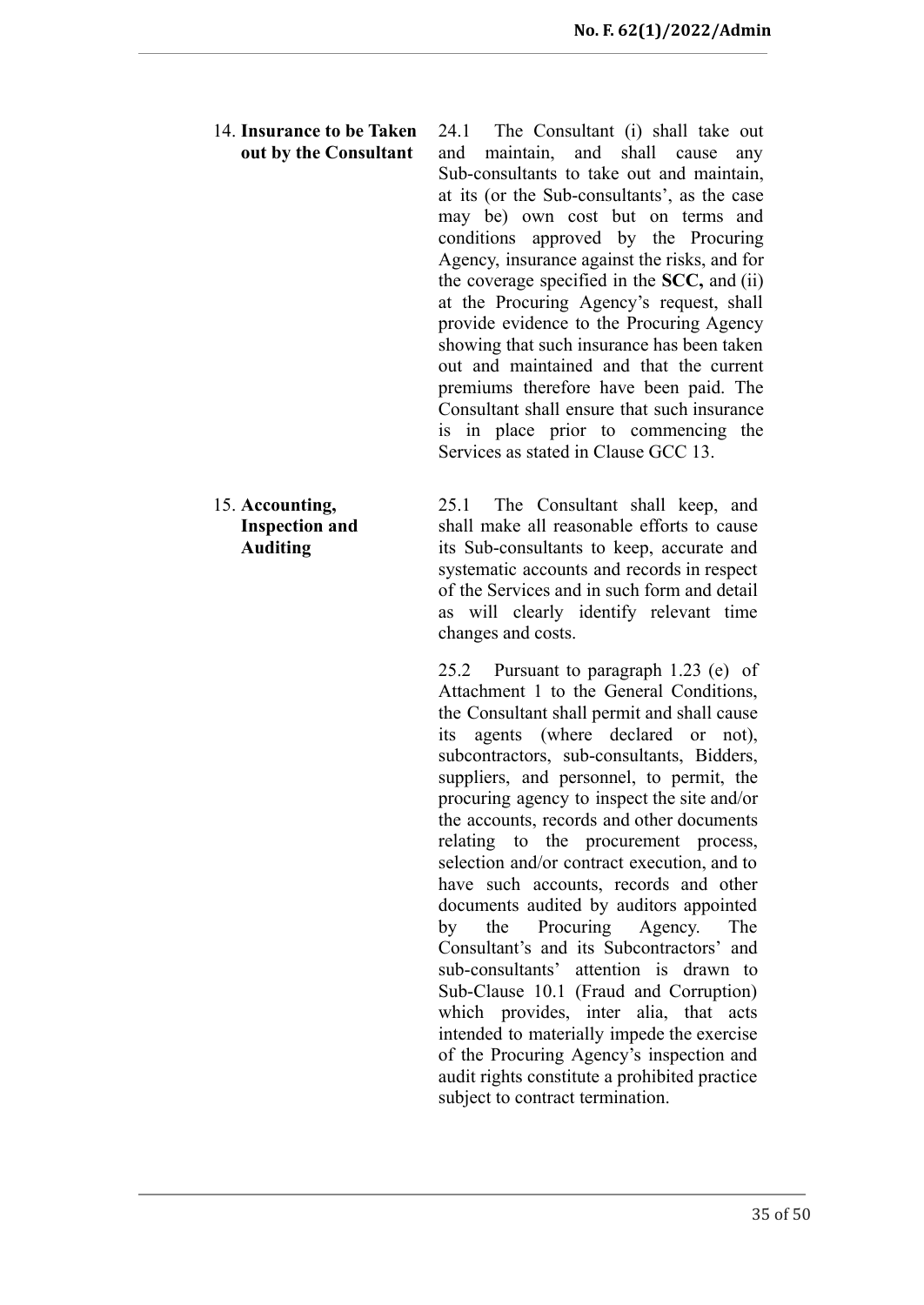**14. Insurance to be Taken out by the Consultant**

24.1 The Consultant (i) shall take out and maintain, and shall cause any Sub-consultants to take out and maintain, at its (or the Sub-consultants', as the case may be) own cost but on terms and conditions approved by the Procuring Agency, insurance against the risks, and for the coverage specified in the **SCC,** and (ii) at the Procuring Agency's request, shall provide evidence to the Procuring Agency showing that such insurance has been taken out and maintained and that the current premiums therefore have been paid. The Consultant shall ensure that such insurance is in place prior to commencing the Services as stated in Clause GCC 13.

**15. Accounting, Inspection and Auditing**

25.1 The Consultant shall keep, and shall make all reasonable efforts to cause its Sub-consultants to keep, accurate and systematic accounts and records in respect of the Services and in such form and detail as will clearly identify relevant time changes and costs.

25.2 Pursuant to paragraph 1.23 (e) of Attachment 1 to the General Conditions, the Consultant shall permit and shall cause its agents (where declared or not), subcontractors, sub-consultants, Bidders, suppliers, and personnel, to permit, the procuring agency to inspect the site and/or the accounts, records and other documents relating to the procurement process, selection and/or contract execution, and to have such accounts, records and other documents audited by auditors appointed by the Procuring Agency. The Consultant's and its Subcontractors' and sub-consultants' attention is drawn to Sub-Clause 10.1 (Fraud and Corruption) which provides, inter alia, that acts intended to materially impede the exercise of the Procuring Agency's inspection and audit rights constitute a prohibited practice subject to contract termination.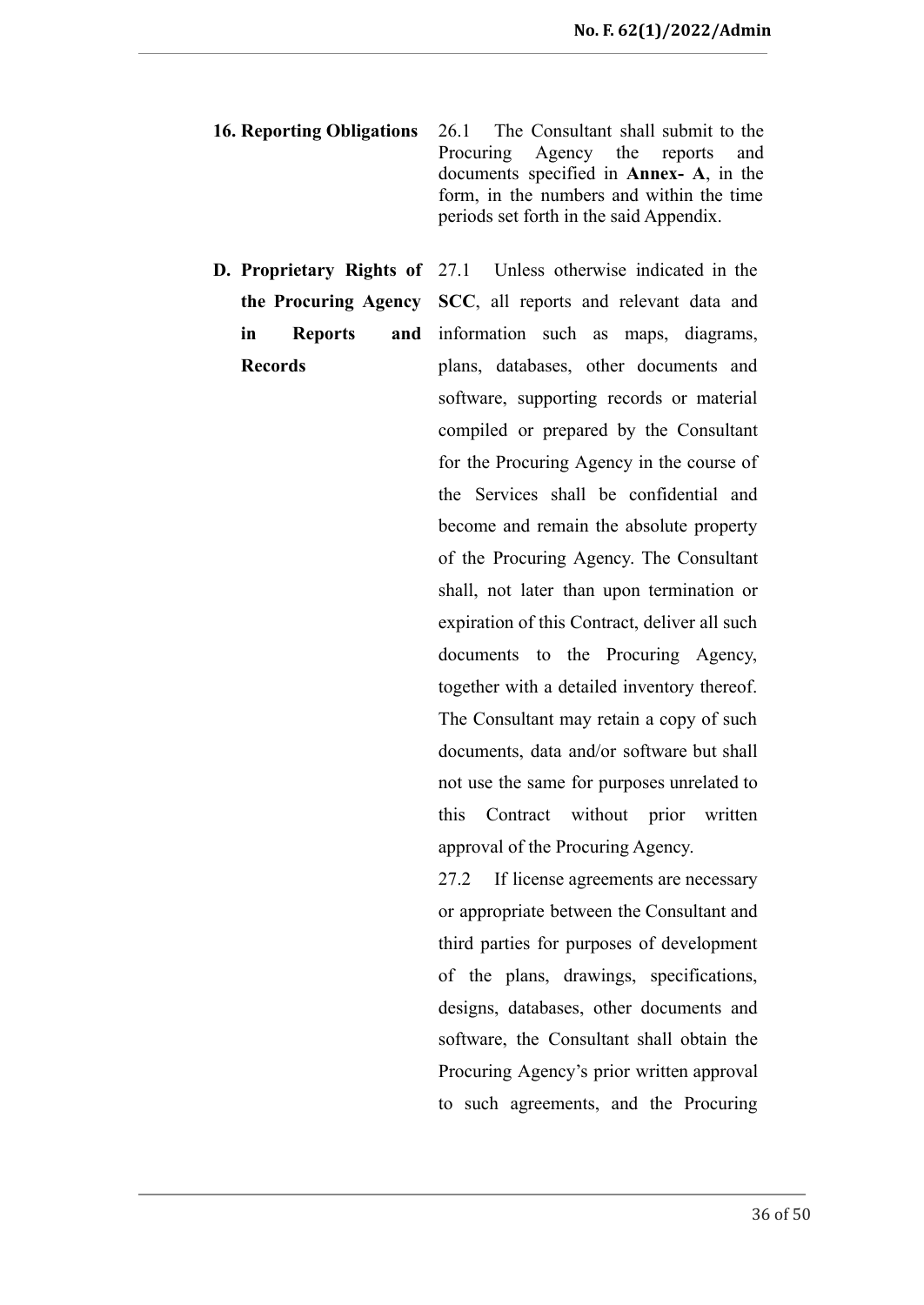**16. Reporting Obligations**

26.1 The Consultant shall submit to the Procuring Agency the reports and documents specified in **Annex- A**, in the form, in the numbers and within the time periods set forth in the said Appendix.

**D. Proprietary Rights of the Procuring Agency in Reports and Records**

27.1 Unless otherwise indicated in the **SCC**, all reports and relevant data and information such as maps, diagrams, plans, databases, other documents and software, supporting records or material compiled or prepared by the Consultant for the Procuring Agency in the course of the Services shall be confidential and become and remain the absolute property of the Procuring Agency. The Consultant shall, not later than upon termination or expiration of this Contract, deliver all such documents to the Procuring Agency, together with a detailed inventory thereof. The Consultant may retain a copy of such documents, data and/or software but shall not use the same for purposes unrelated to this Contract without prior written approval of the Procuring Agency.

27.2 If license agreements are necessary or appropriate between the Consultant and third parties for purposes of development of the plans, drawings, specifications, designs, databases, other documents and software, the Consultant shall obtain the Procuring Agency's prior written approval to such agreements, and the Procuring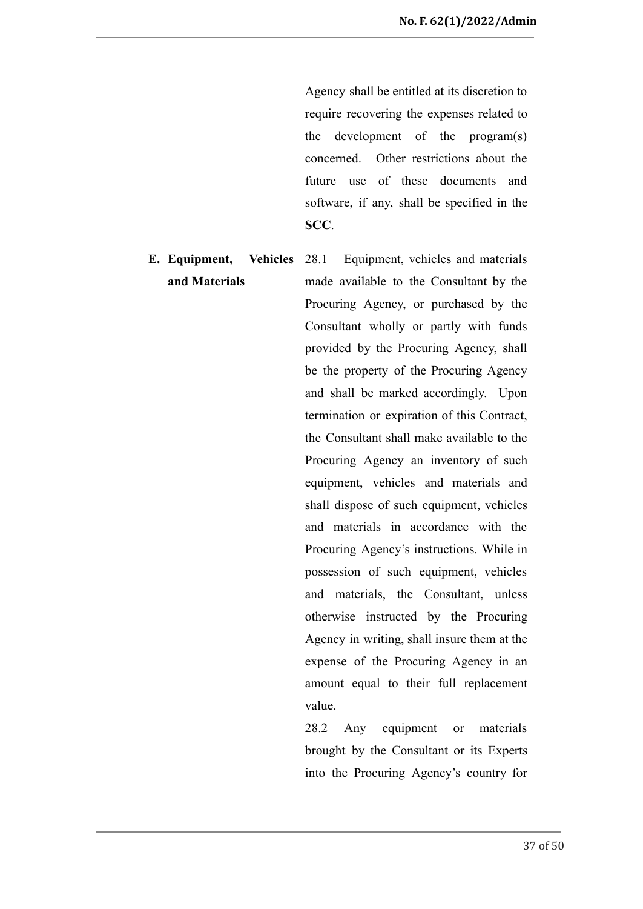Agency shall be entitled at its discretion to require recovering the expenses related to the development of the program(s) concerned. Other restrictions about the future use of these documents and software, if any, shall be specified in the **SCC**.

**E. Equipment, Vehicles and Materials**

28.1 Equipment, vehicles and materials made available to the Consultant by the Procuring Agency, or purchased by the Consultant wholly or partly with funds provided by the Procuring Agency, shall be the property of the Procuring Agency and shall be marked accordingly. Upon termination or expiration of this Contract, the Consultant shall make available to the Procuring Agency an inventory of such equipment, vehicles and materials and shall dispose of such equipment, vehicles and materials in accordance with the Procuring Agency's instructions. While in possession of such equipment, vehicles and materials, the Consultant, unless otherwise instructed by the Procuring Agency in writing, shall insure them at the expense of the Procuring Agency in an amount equal to their full replacement value.

28.2 Any equipment or materials brought by the Consultant or its Experts into the Procuring Agency's country for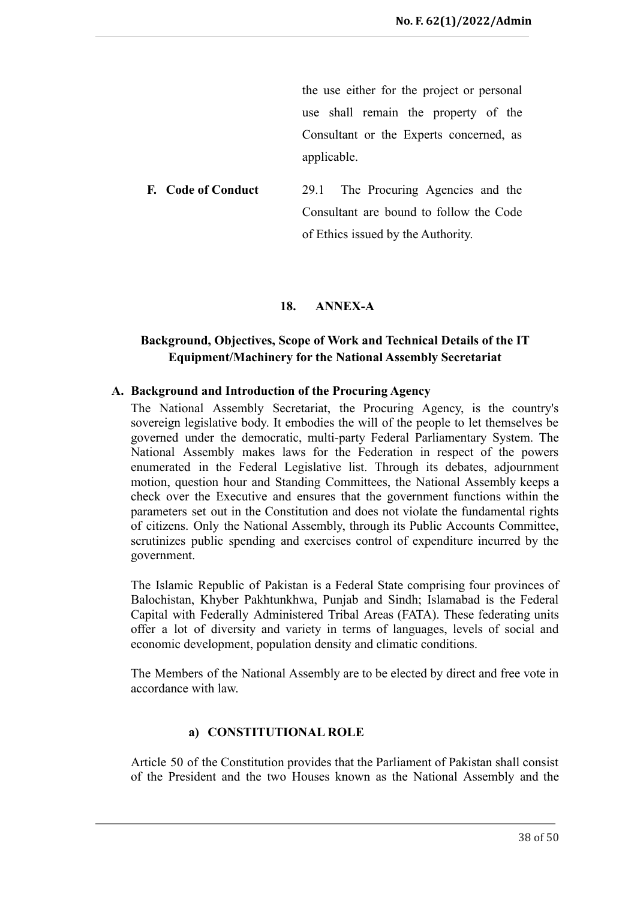the use either for the project or personal use shall remain the property of the Consultant or the Experts concerned, as applicable.

| | |
|---|---|
| **F. Code of Conduct** | 29.1 The Procuring Agencies and the Consultant are bound to follow the Code of Ethics issued by the Authority. |

## 18. ANNEX-A

## Background, Objectives, Scope of Work and Technical Details of the IT Equipment/Machinery for the National Assembly Secretariat

### A. Background and Introduction of the Procuring Agency

The National Assembly Secretariat, the Procuring Agency, is the country's sovereign legislative body. It embodies the will of the people to let themselves be governed under the democratic, multi-party Federal Parliamentary System. The National Assembly makes laws for the Federation in respect of the powers enumerated in the Federal Legislative list. Through its debates, adjournment motion, question hour and Standing Committees, the National Assembly keeps a check over the Executive and ensures that the government functions within the parameters set out in the Constitution and does not violate the fundamental rights of citizens. Only the National Assembly, through its Public Accounts Committee, scrutinizes public spending and exercises control of expenditure incurred by the government.

The Islamic Republic of Pakistan is a Federal State comprising four provinces of Balochistan, Khyber Pakhtunkhwa, Punjab and Sindh; Islamabad is the Federal Capital with Federally Administered Tribal Areas (FATA). These federating units offer a lot of diversity and variety in terms of languages, levels of social and economic development, population density and climatic conditions.

The Members of the National Assembly are to be elected by direct and free vote in accordance with law.

#### a) CONSTITUTIONAL ROLE

Article 50 of the Constitution provides that the Parliament of Pakistan shall consist of the President and the two Houses known as the National Assembly and the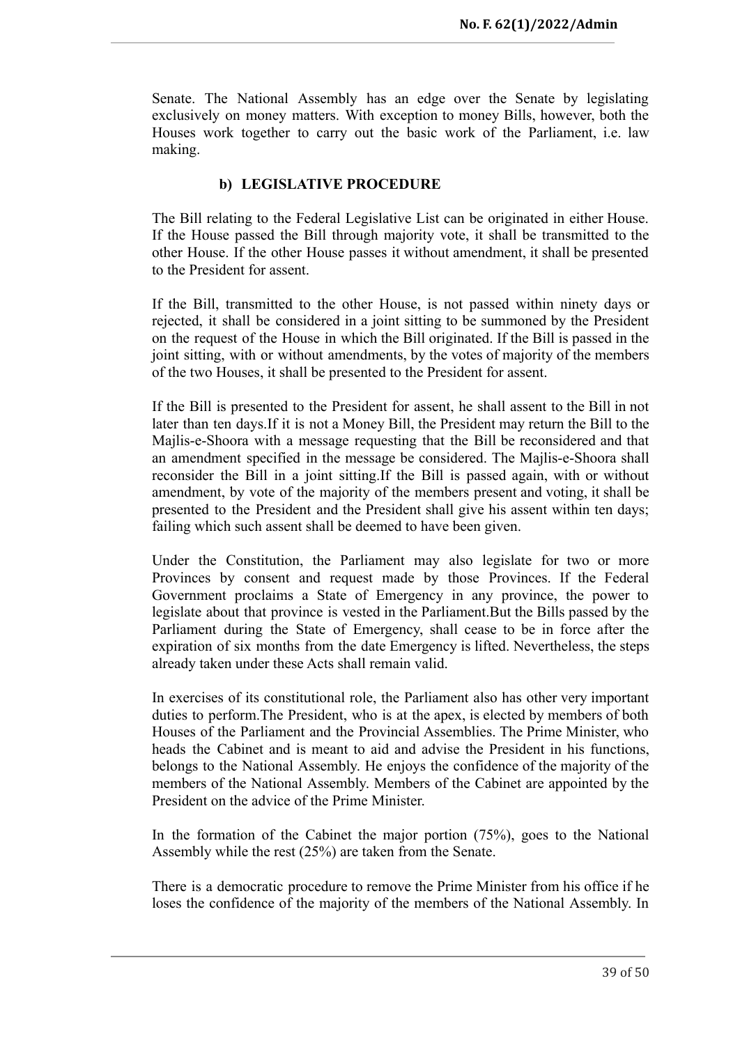Senate. The National Assembly has an edge over the Senate by legislating exclusively on money matters. With exception to money Bills, however, both the Houses work together to carry out the basic work of the Parliament, i.e. law making.

### b) LEGISLATIVE PROCEDURE

The Bill relating to the Federal Legislative List can be originated in either House. If the House passed the Bill through majority vote, it shall be transmitted to the other House. If the other House passes it without amendment, it shall be presented to the President for assent.

If the Bill, transmitted to the other House, is not passed within ninety days or rejected, it shall be considered in a joint sitting to be summoned by the President on the request of the House in which the Bill originated. If the Bill is passed in the joint sitting, with or without amendments, by the votes of majority of the members of the two Houses, it shall be presented to the President for assent.

If the Bill is presented to the President for assent, he shall assent to the Bill in not later than ten days.If it is not a Money Bill, the President may return the Bill to the Majlis-e-Shoora with a message requesting that the Bill be reconsidered and that an amendment specified in the message be considered. The Majlis-e-Shoora shall reconsider the Bill in a joint sitting.If the Bill is passed again, with or without amendment, by vote of the majority of the members present and voting, it shall be presented to the President and the President shall give his assent within ten days; failing which such assent shall be deemed to have been given.

Under the Constitution, the Parliament may also legislate for two or more Provinces by consent and request made by those Provinces. If the Federal Government proclaims a State of Emergency in any province, the power to legislate about that province is vested in the Parliament.But the Bills passed by the Parliament during the State of Emergency, shall cease to be in force after the expiration of six months from the date Emergency is lifted. Nevertheless, the steps already taken under these Acts shall remain valid.

In exercises of its constitutional role, the Parliament also has other very important duties to perform.The President, who is at the apex, is elected by members of both Houses of the Parliament and the Provincial Assemblies. The Prime Minister, who heads the Cabinet and is meant to aid and advise the President in his functions, belongs to the National Assembly. He enjoys the confidence of the majority of the members of the National Assembly. Members of the Cabinet are appointed by the President on the advice of the Prime Minister.

In the formation of the Cabinet the major portion (75%), goes to the National Assembly while the rest (25%) are taken from the Senate.

There is a democratic procedure to remove the Prime Minister from his office if he loses the confidence of the majority of the members of the National Assembly. In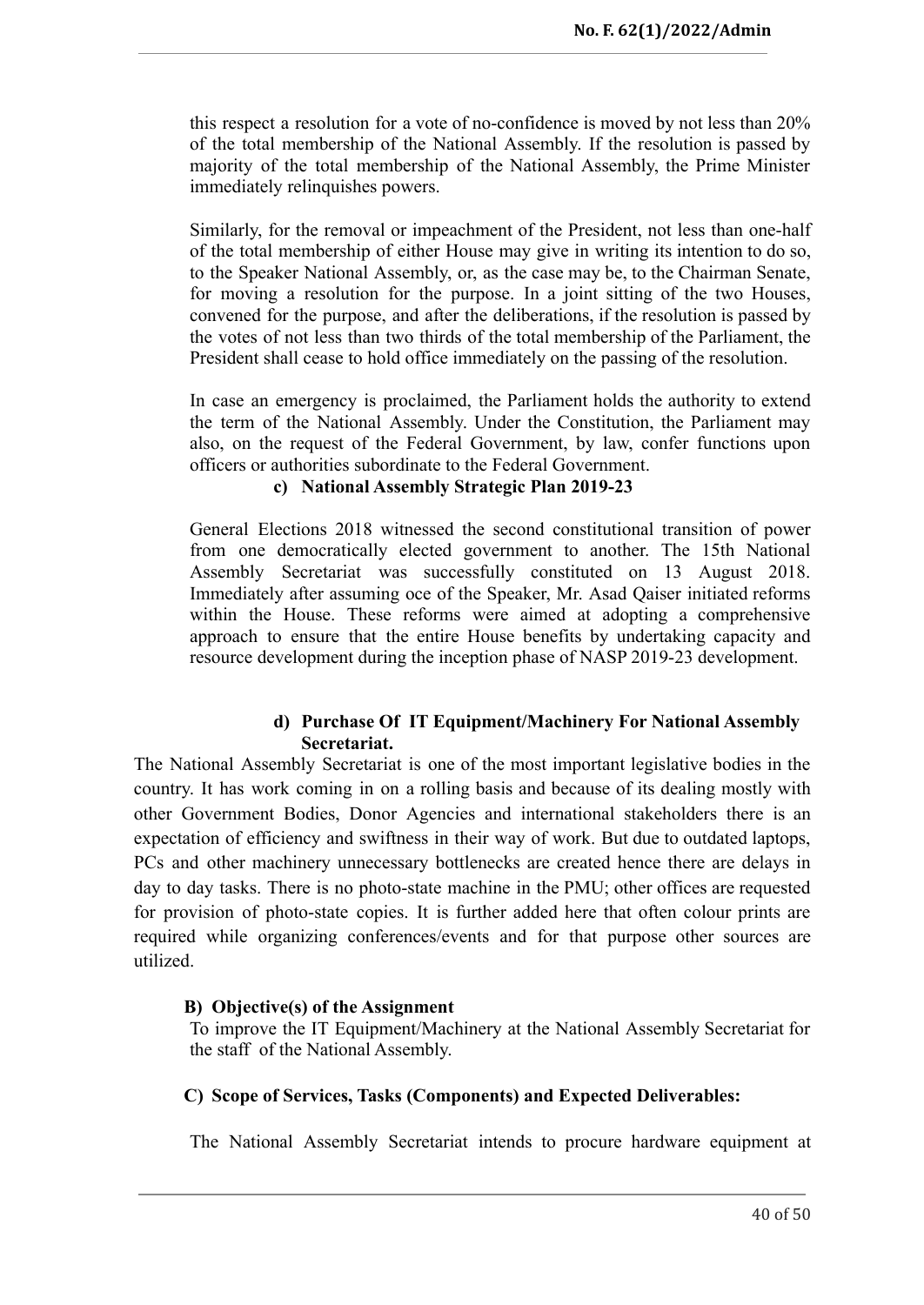this respect a resolution for a vote of no-confidence is moved by not less than 20% of the total membership of the National Assembly. If the resolution is passed by majority of the total membership of the National Assembly, the Prime Minister immediately relinquishes powers.

Similarly, for the removal or impeachment of the President, not less than one-half of the total membership of either House may give in writing its intention to do so, to the Speaker National Assembly, or, as the case may be, to the Chairman Senate, for moving a resolution for the purpose. In a joint sitting of the two Houses, convened for the purpose, and after the deliberations, if the resolution is passed by the votes of not less than two thirds of the total membership of the Parliament, the President shall cease to hold office immediately on the passing of the resolution.

In case an emergency is proclaimed, the Parliament holds the authority to extend the term of the National Assembly. Under the Constitution, the Parliament may also, on the request of the Federal Government, by law, confer functions upon officers or authorities subordinate to the Federal Government.

**c) National Assembly Strategic Plan 2019-23**

General Elections 2018 witnessed the second constitutional transition of power from one democratically elected government to another. The 15th National Assembly Secretariat was successfully constituted on 13 August 2018. Immediately after assuming oce of the Speaker, Mr. Asad Qaiser initiated reforms within the House. These reforms were aimed at adopting a comprehensive approach to ensure that the entire House benefits by undertaking capacity and resource development during the inception phase of NASP 2019-23 development.

**d) Purchase Of IT Equipment/Machinery For National Assembly Secretariat.**

The National Assembly Secretariat is one of the most important legislative bodies in the country. It has work coming in on a rolling basis and because of its dealing mostly with other Government Bodies, Donor Agencies and international stakeholders there is an expectation of efficiency and swiftness in their way of work. But due to outdated laptops, PCs and other machinery unnecessary bottlenecks are created hence there are delays in day to day tasks. There is no photo-state machine in the PMU; other offices are requested for provision of photo-state copies. It is further added here that often colour prints are required while organizing conferences/events and for that purpose other sources are utilized.

**B) Objective(s) of the Assignment**

To improve the IT Equipment/Machinery at the National Assembly Secretariat for the staff of the National Assembly.

**C) Scope of Services, Tasks (Components) and Expected Deliverables:**

The National Assembly Secretariat intends to procure hardware equipment at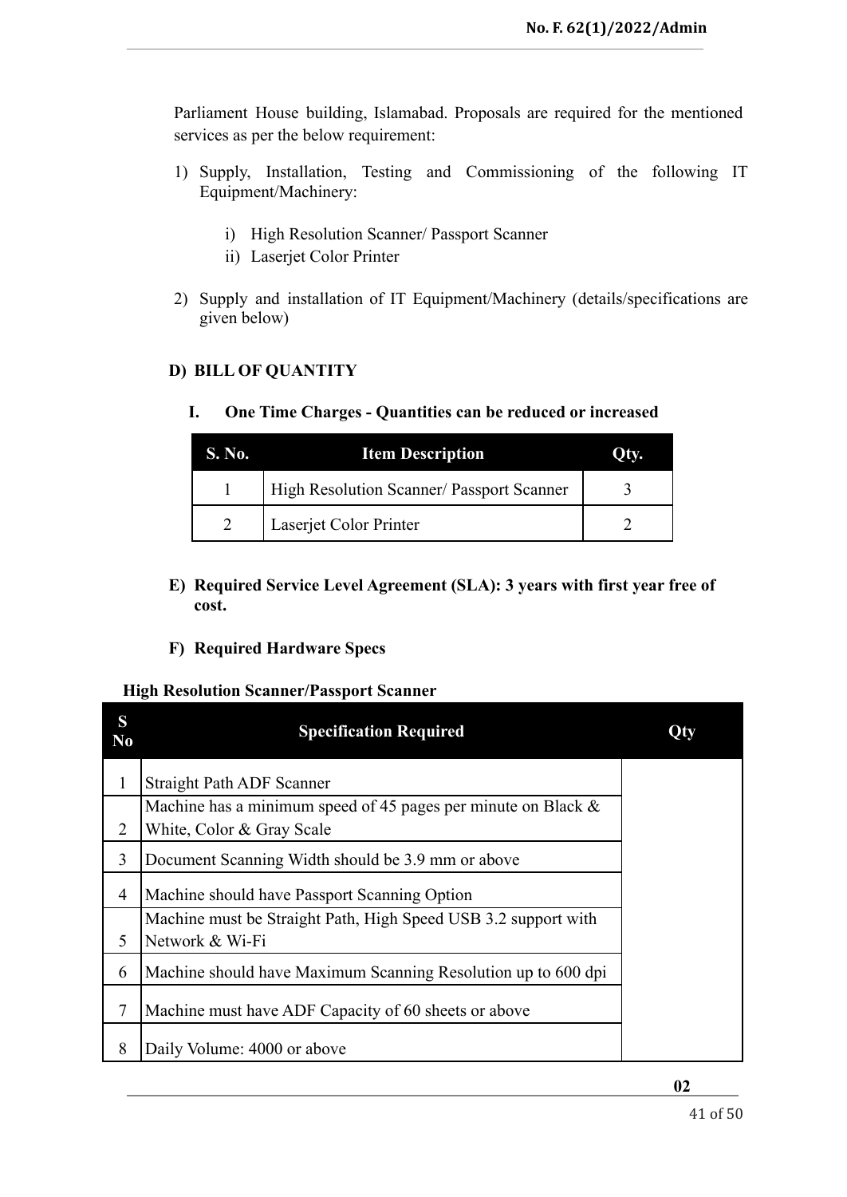Parliament House building, Islamabad. Proposals are required for the mentioned services as per the below requirement:

1) Supply, Installation, Testing and Commissioning of the following IT Equipment/Machinery:

    i) High Resolution Scanner/ Passport Scanner
    ii) Laserjet Color Printer

2) Supply and installation of IT Equipment/Machinery (details/specifications are given below)

**D) BILL OF QUANTITY**

**I. One Time Charges - Quantities can be reduced or increased**

| S. No. | Item Description | Qty. |
|---|---|---|
| 1 | High Resolution Scanner/ Passport Scanner | 3 |
| 2 | Laserjet Color Printer | 2 |

**E) Required Service Level Agreement (SLA): 3 years with first year free of cost.**

**F) Required Hardware Specs**

**High Resolution Scanner/Passport Scanner**

| S No | Specification Required | Qty |
|---|---|---|
| 1 | Straight Path ADF Scanner | |
| 2 | Machine has a minimum speed of 45 pages per minute on Black & White, Color & Gray Scale | |
| 3 | Document Scanning Width should be 3.9 mm or above | |
| 4 | Machine should have Passport Scanning Option | |
| 5 | Machine must be Straight Path, High Speed USB 3.2 support with Network & Wi-Fi | |
| 6 | Machine should have Maximum Scanning Resolution up to 600 dpi | |
| 7 | Machine must have ADF Capacity of 60 sheets or above | |
| 8 | Daily Volume: 4000 or above | |

02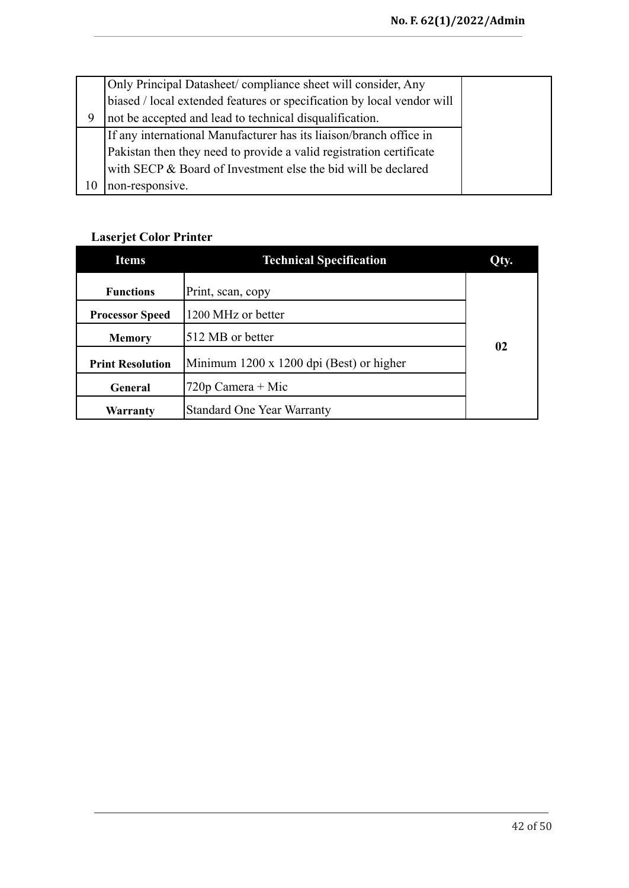| | | |
|---|---|---|
| 9 | Only Principal Datasheet/ compliance sheet will consider, Any biased / local extended features or specification by local vendor will not be accepted and lead to technical disqualification. | |
| 10 | If any international Manufacturer has its liaison/branch office in Pakistan then they need to provide a valid registration certificate with SECP & Board of Investment else the bid will be declared non-responsive. | |

**Laserjet Color Printer**

| Items | Technical Specification | Qty. |
|---|---|---|
| **Functions** | Print, scan, copy | **02** |
| **Processor Speed** | 1200 MHz or better | |
| **Memory** | 512 MB or better | |
| **Print Resolution** | Minimum 1200 x 1200 dpi (Best) or higher | |
| **General** | 720p Camera + Mic | |
| **Warranty** | Standard One Year Warranty | |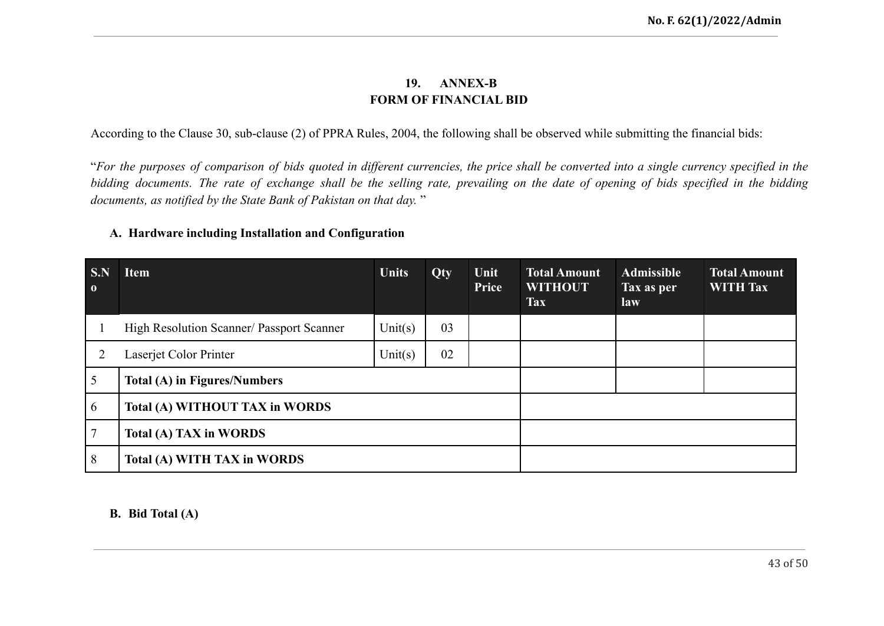## 19. ANNEX-B
## FORM OF FINANCIAL BID

According to the Clause 30, sub-clause (2) of PPRA Rules, 2004, the following shall be observed while submitting the financial bids:

"*For the purposes of comparison of bids quoted in different currencies, the price shall be converted into a single currency specified in the bidding documents. The rate of exchange shall be the selling rate, prevailing on the date of opening of bids specified in the bidding documents, as notified by the State Bank of Pakistan on that day.* "

### A. Hardware including Installation and Configuration

| S.No | Item | Units | Qty | Unit Price | Total Amount WITHOUT Tax | Admissible Tax as per law | Total Amount WITH Tax |
|---|---|---|---|---|---|---|---|
| 1 | High Resolution Scanner/ Passport Scanner | Unit(s) | 03 | | | | |
| 2 | Laserjet Color Printer | Unit(s) | 02 | | | | |
| 5 | **Total (A) in Figures/Numbers** | | | | | | |
| 6 | **Total (A) WITHOUT TAX in WORDS** | | | | | | |
| 7 | **Total (A) TAX in WORDS** | | | | | | |
| 8 | **Total (A) WITH TAX in WORDS** | | | | | | |

### B. Bid Total (A)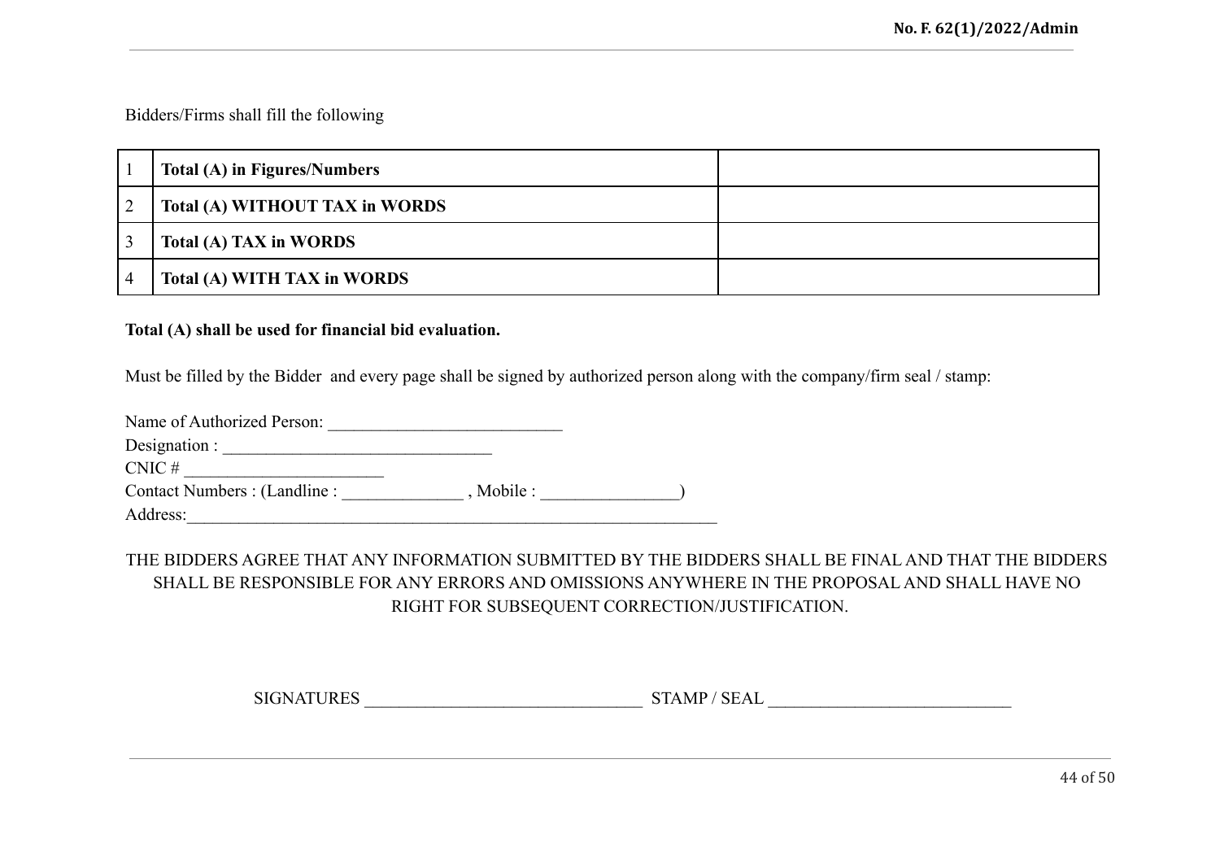Bidders/Firms shall fill the following

| | | |
|---|---|---|
| 1 | **Total (A) in Figures/Numbers** | |
| 2 | **Total (A) WITHOUT TAX in WORDS** | |
| 3 | **Total (A) TAX in WORDS** | |
| 4 | **Total (A) WITH TAX in WORDS** | |

**Total (A) shall be used for financial bid evaluation.**

Must be filled by the Bidder and every page shall be signed by authorized person along with the company/firm seal / stamp:

Name of Authorized Person: ___________________________
Designation : _______________________________
CNIC # _______________________
Contact Numbers : (Landline : ______________ , Mobile : ________________)
Address:_____________________________________________________________

THE BIDDERS AGREE THAT ANY INFORMATION SUBMITTED BY THE BIDDERS SHALL BE FINAL AND THAT THE BIDDERS SHALL BE RESPONSIBLE FOR ANY ERRORS AND OMISSIONS ANYWHERE IN THE PROPOSAL AND SHALL HAVE NO RIGHT FOR SUBSEQUENT CORRECTION/JUSTIFICATION.

SIGNATURES ________________________________ STAMP / SEAL ____________________________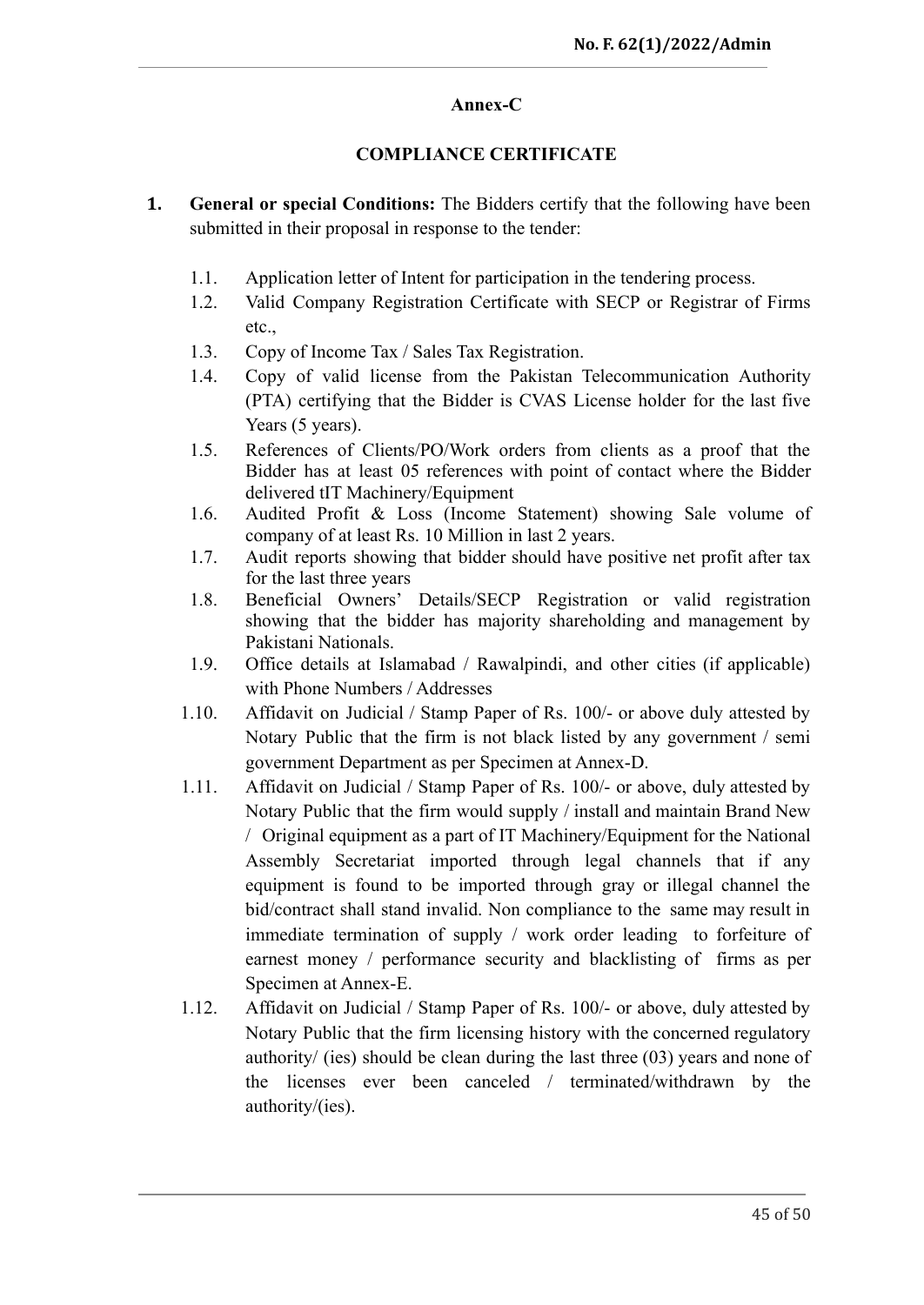**Annex-C**

**COMPLIANCE CERTIFICATE**

1. **General or special Conditions:** The Bidders certify that the following have been submitted in their proposal in response to the tender:

    1.1. Application letter of Intent for participation in the tendering process.

    1.2. Valid Company Registration Certificate with SECP or Registrar of Firms etc.,

    1.3. Copy of Income Tax / Sales Tax Registration.

    1.4. Copy of valid license from the Pakistan Telecommunication Authority (PTA) certifying that the Bidder is CVAS License holder for the last five Years (5 years).

    1.5. References of Clients/PO/Work orders from clients as a proof that the Bidder has at least 05 references with point of contact where the Bidder delivered tIT Machinery/Equipment

    1.6. Audited Profit & Loss (Income Statement) showing Sale volume of company of at least Rs. 10 Million in last 2 years.

    1.7. Audit reports showing that bidder should have positive net profit after tax for the last three years

    1.8. Beneficial Owners' Details/SECP Registration or valid registration showing that the bidder has majority shareholding and management by Pakistani Nationals.

    1.9. Office details at Islamabad / Rawalpindi, and other cities (if applicable) with Phone Numbers / Addresses

    1.10. Affidavit on Judicial / Stamp Paper of Rs. 100/- or above duly attested by Notary Public that the firm is not black listed by any government / semi government Department as per Specimen at Annex-D.

    1.11. Affidavit on Judicial / Stamp Paper of Rs. 100/- or above, duly attested by Notary Public that the firm would supply / install and maintain Brand New / Original equipment as a part of IT Machinery/Equipment for the National Assembly Secretariat imported through legal channels that if any equipment is found to be imported through gray or illegal channel the bid/contract shall stand invalid. Non compliance to the same may result in immediate termination of supply / work order leading to forfeiture of earnest money / performance security and blacklisting of firms as per Specimen at Annex-E.

    1.12. Affidavit on Judicial / Stamp Paper of Rs. 100/- or above, duly attested by Notary Public that the firm licensing history with the concerned regulatory authority/ (ies) should be clean during the last three (03) years and none of the licenses ever been canceled / terminated/withdrawn by the authority/(ies).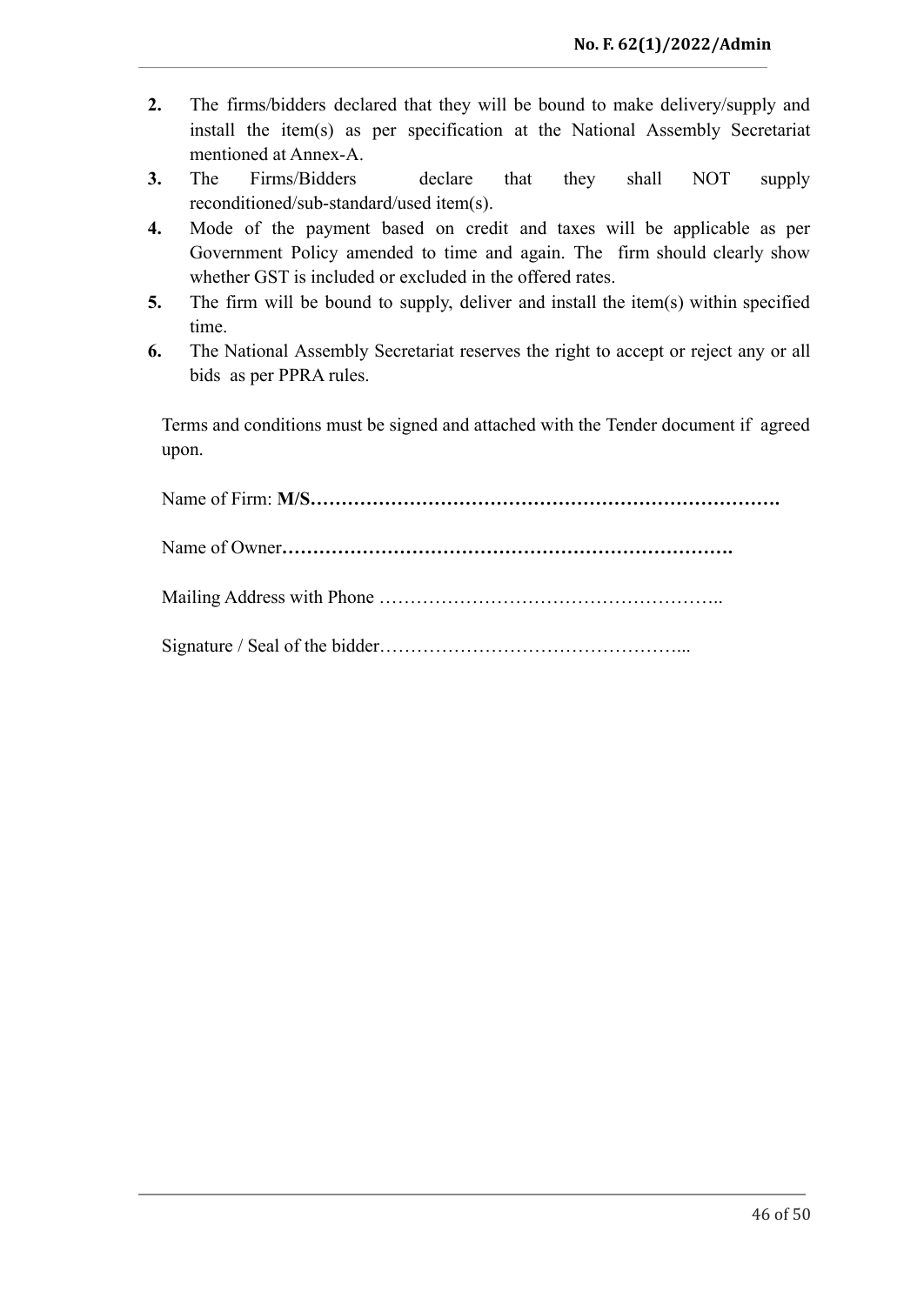2. The firms/bidders declared that they will be bound to make delivery/supply and install the item(s) as per specification at the National Assembly Secretariat mentioned at Annex-A.
3. The Firms/Bidders declare that they shall NOT supply reconditioned/sub-standard/used item(s).
4. Mode of the payment based on credit and taxes will be applicable as per Government Policy amended to time and again. The firm should clearly show whether GST is included or excluded in the offered rates.
5. The firm will be bound to supply, deliver and install the item(s) within specified time.
6. The National Assembly Secretariat reserves the right to accept or reject any or all bids as per PPRA rules.

Terms and conditions must be signed and attached with the Tender document if agreed upon.

Name of Firm: **M/S…………………………………………………………………….**

Name of Owner**……………………………………………………………….**

Mailing Address with Phone ………………………………………………..

Signature / Seal of the bidder…………………………………………...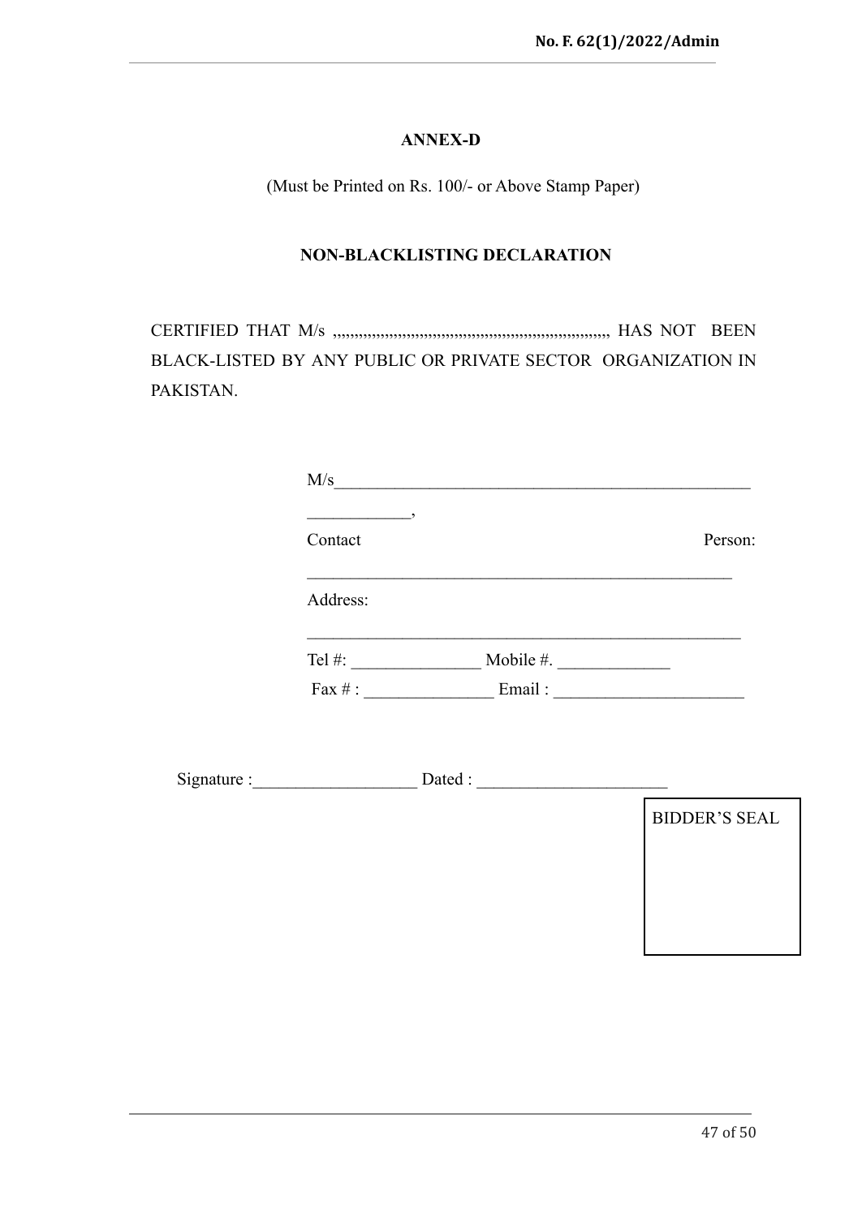**ANNEX-D**

(Must be Printed on Rs. 100/- or Above Stamp Paper)

**NON-BLACKLISTING DECLARATION**

CERTIFIED THAT M/s ,,,,,,,,,,,,,,,,,,,,,,,,,,,,,,,,,,,,,,,,,,,,,,,,,,,,,,,,,,,,,,,,,,,,, HAS NOT BEEN BLACK-LISTED BY ANY PUBLIC OR PRIVATE SECTOR ORGANIZATION IN PAKISTAN.

M/s__________________________________________________

____________,

Contact Person:

____________________________________________________

Address:

____________________________________________________

Tel #: _______________ Mobile #. _____________

Fax # : _______________ Email : ______________________

Signature :___________________ Dated : ______________________

BIDDER'S SEAL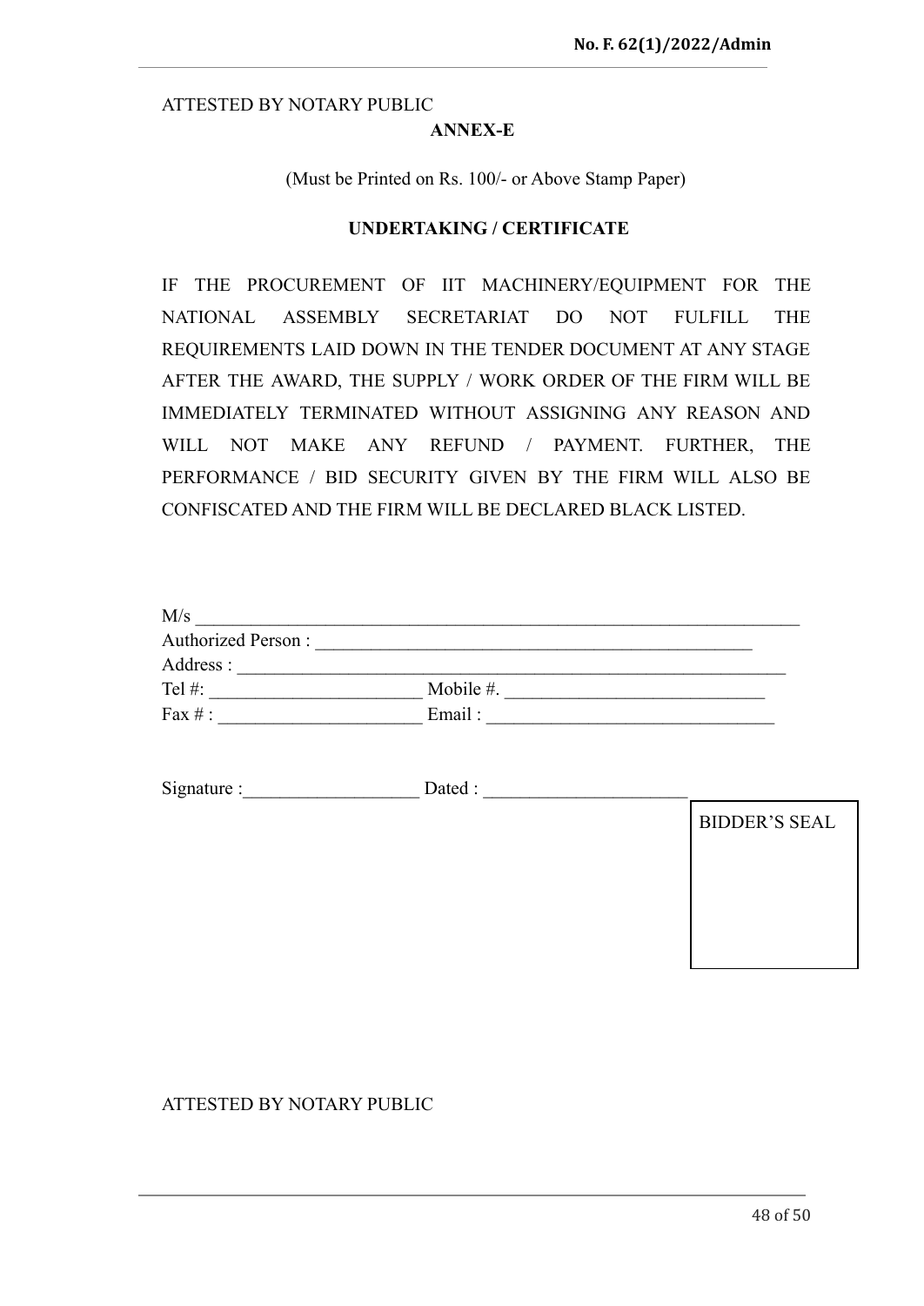ATTESTED BY NOTARY PUBLIC

**ANNEX-E**

(Must be Printed on Rs. 100/- or Above Stamp Paper)

**UNDERTAKING / CERTIFICATE**

IF THE PROCUREMENT OF IIT MACHINERY/EQUIPMENT FOR THE NATIONAL ASSEMBLY SECRETARIAT DO NOT FULFILL THE REQUIREMENTS LAID DOWN IN THE TENDER DOCUMENT AT ANY STAGE AFTER THE AWARD, THE SUPPLY / WORK ORDER OF THE FIRM WILL BE IMMEDIATELY TERMINATED WITHOUT ASSIGNING ANY REASON AND WILL NOT MAKE ANY REFUND / PAYMENT. FURTHER, THE PERFORMANCE / BID SECURITY GIVEN BY THE FIRM WILL ALSO BE CONFISCATED AND THE FIRM WILL BE DECLARED BLACK LISTED.

M/s ____________________________________________________________________

Authorized Person : _________________________________________________

Address : ____________________________________________________________

Tel #: _______________________ Mobile #. ____________________________

Fax # : ______________________ Email : _______________________________

Signature :___________________ Dated : ______________________

BIDDER'S SEAL

ATTESTED BY NOTARY PUBLIC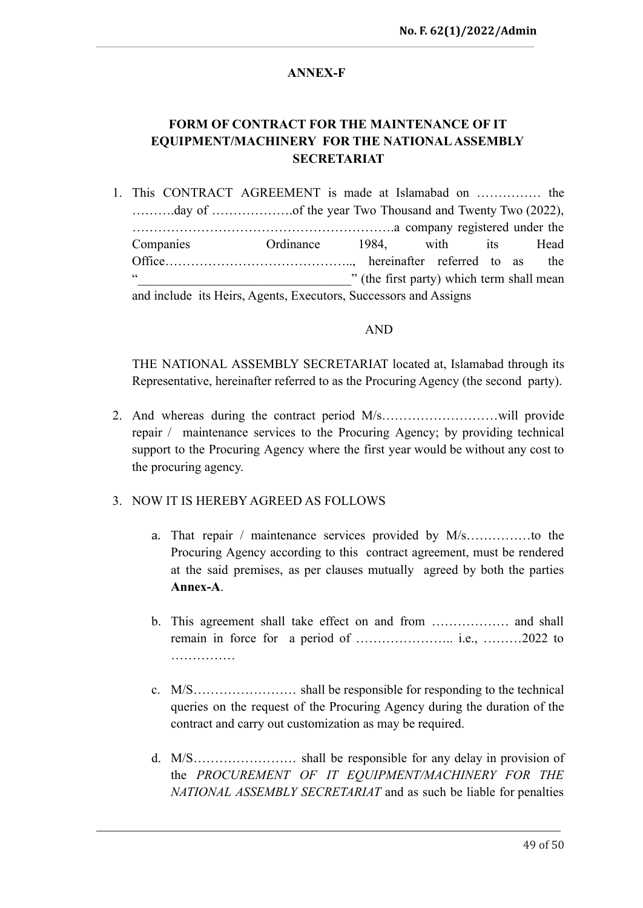# ANNEX-F

## FORM OF CONTRACT FOR THE MAINTENANCE OF IT EQUIPMENT/MACHINERY FOR THE NATIONAL ASSEMBLY SECRETARIAT

1. This CONTRACT AGREEMENT is made at Islamabad on …………… the ……….day of ……………….of the year Two Thousand and Twenty Two (2022), …………………………………………………….a company registered under the Companies Ordinance 1984, with its Head Office…………………………………….., hereinafter referred to as the "_______________________________" (the first party) which term shall mean and include its Heirs, Agents, Executors, Successors and Assigns

   AND

   THE NATIONAL ASSEMBLY SECRETARIAT located at, Islamabad through its Representative, hereinafter referred to as the Procuring Agency (the second party).

2. And whereas during the contract period M/s………………………will provide repair / maintenance services to the Procuring Agency; by providing technical support to the Procuring Agency where the first year would be without any cost to the procuring agency.

3. NOW IT IS HEREBY AGREED AS FOLLOWS

   a. That repair / maintenance services provided by M/s……………to the Procuring Agency according to this contract agreement, must be rendered at the said premises, as per clauses mutually agreed by both the parties **Annex-A**.

   b. This agreement shall take effect on and from ……………… and shall remain in force for a period of ………………….. i.e., ………2022 to ……………

   c. M/S…………………… shall be responsible for responding to the technical queries on the request of the Procuring Agency during the duration of the contract and carry out customization as may be required.

   d. M/S…………………… shall be responsible for any delay in provision of the *PROCUREMENT OF IT EQUIPMENT/MACHINERY FOR THE NATIONAL ASSEMBLY SECRETARIAT* and as such be liable for penalties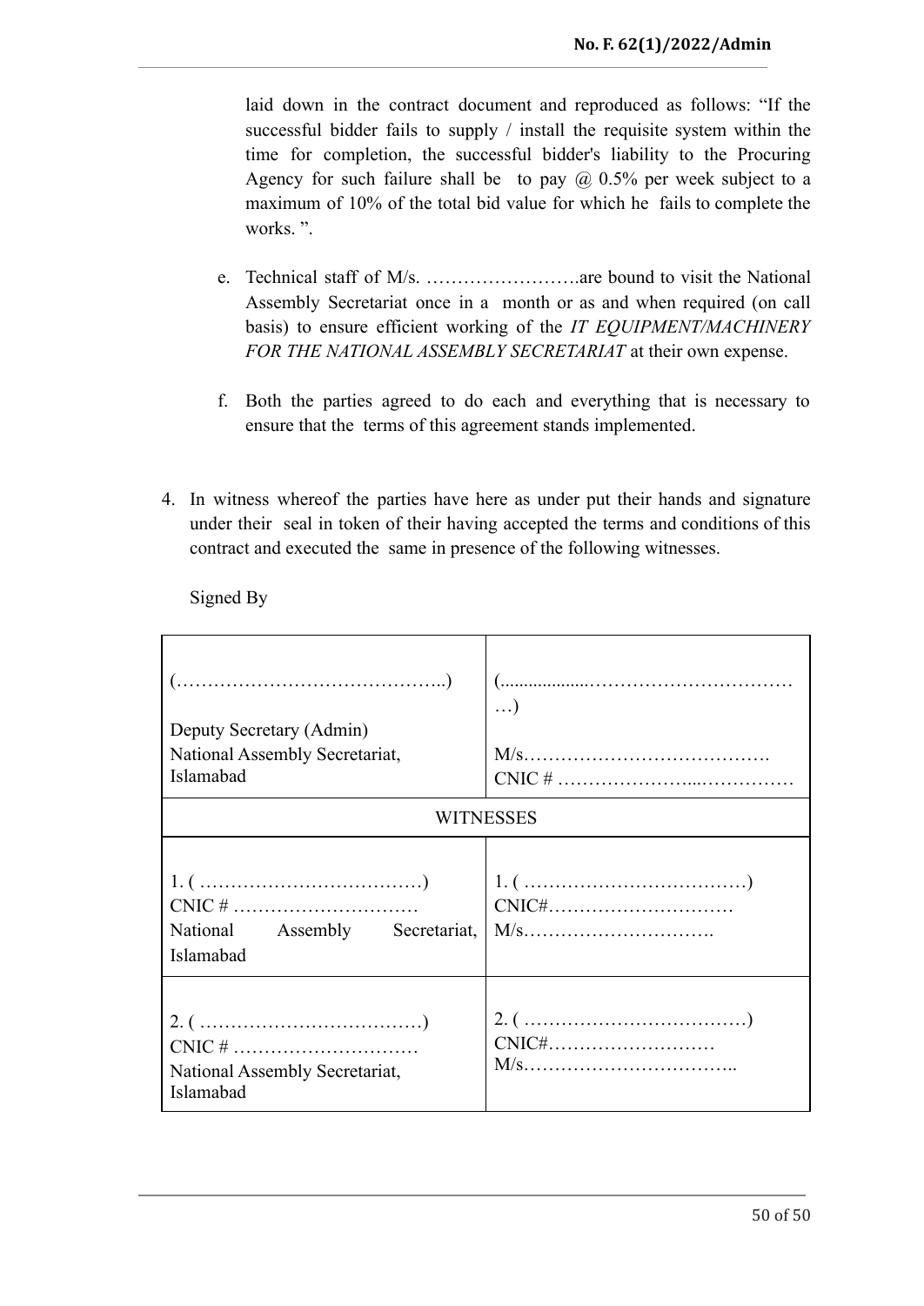laid down in the contract document and reproduced as follows: "If the successful bidder fails to supply / install the requisite system within the time for completion, the successful bidder's liability to the Procuring Agency for such failure shall be to pay @ 0.5% per week subject to a maximum of 10% of the total bid value for which he fails to complete the works. ".

e. Technical staff of M/s. …………………….are bound to visit the National Assembly Secretariat once in a month or as and when required (on call basis) to ensure efficient working of the *IT EQUIPMENT/MACHINERY FOR THE NATIONAL ASSEMBLY SECRETARIAT* at their own expense.

f. Both the parties agreed to do each and everything that is necessary to ensure that the terms of this agreement stands implemented.

4. In witness whereof the parties have here as under put their hands and signature under their seal in token of their having accepted the terms and conditions of this contract and executed the same in presence of the following witnesses.

Signed By

| | |
|---|---|
| (……………………………………..)<br>Deputy Secretary (Admin)<br>National Assembly Secretariat, Islamabad | (..................……………………………)<br>M/s………………………………….<br>CNIC # …………………...…………… |
| WITNESSES | |
| 1. ( ………………………………)<br>CNIC # …………………………<br>National Assembly Secretariat, Islamabad | 1. ( ………………………………)<br>CNIC#…………………………<br>M/s…………………………. |
| 2. ( ………………………………)<br>CNIC # …………………………<br>National Assembly Secretariat, Islamabad | 2. ( ………………………………)<br>CNIC#………………………<br>M/s…………………………….. |